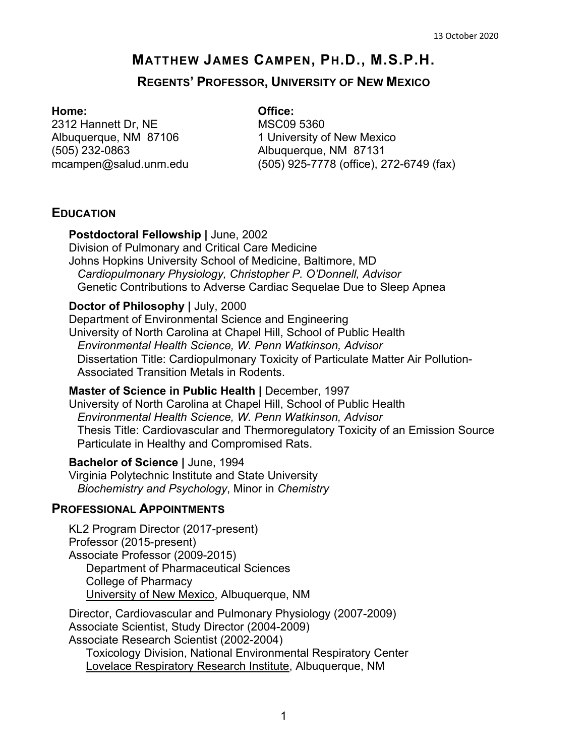13 October 2020

# MATTHEW JAMES CAMPEN, PH.D., M.S.P.H.

## REGENTS' PROFESSOR, UNIVERSITY OF NEW MEXICO

**Home:**
2312 Hannett Dr, NE
Albuquerque, NM 87106
(505) 232-0863
mcampen@salud.unm.edu

**Office:**
MSC09 5360
1 University of New Mexico
Albuquerque, NM 87131
(505) 925-7778 (office), 272-6749 (fax)

## EDUCATION

**Postdoctoral Fellowship |** June, 2002
Division of Pulmonary and Critical Care Medicine
Johns Hopkins University School of Medicine, Baltimore, MD
*Cardiopulmonary Physiology, Christopher P. O'Donnell, Advisor*
Genetic Contributions to Adverse Cardiac Sequelae Due to Sleep Apnea

**Doctor of Philosophy |** July, 2000
Department of Environmental Science and Engineering
University of North Carolina at Chapel Hill, School of Public Health
*Environmental Health Science, W. Penn Watkinson, Advisor*
Dissertation Title: Cardiopulmonary Toxicity of Particulate Matter Air Pollution-Associated Transition Metals in Rodents.

**Master of Science in Public Health |** December, 1997
University of North Carolina at Chapel Hill, School of Public Health
*Environmental Health Science, W. Penn Watkinson, Advisor*
Thesis Title: Cardiovascular and Thermoregulatory Toxicity of an Emission Source Particulate in Healthy and Compromised Rats.

**Bachelor of Science |** June, 1994
Virginia Polytechnic Institute and State University
*Biochemistry and Psychology*, Minor in *Chemistry*

## PROFESSIONAL APPOINTMENTS

KL2 Program Director (2017-present)
Professor (2015-present)
Associate Professor (2009-2015)
Department of Pharmaceutical Sciences
College of Pharmacy
University of New Mexico, Albuquerque, NM

Director, Cardiovascular and Pulmonary Physiology (2007-2009)
Associate Scientist, Study Director (2004-2009)
Associate Research Scientist (2002-2004)
Toxicology Division, National Environmental Respiratory Center
Lovelace Respiratory Research Institute, Albuquerque, NM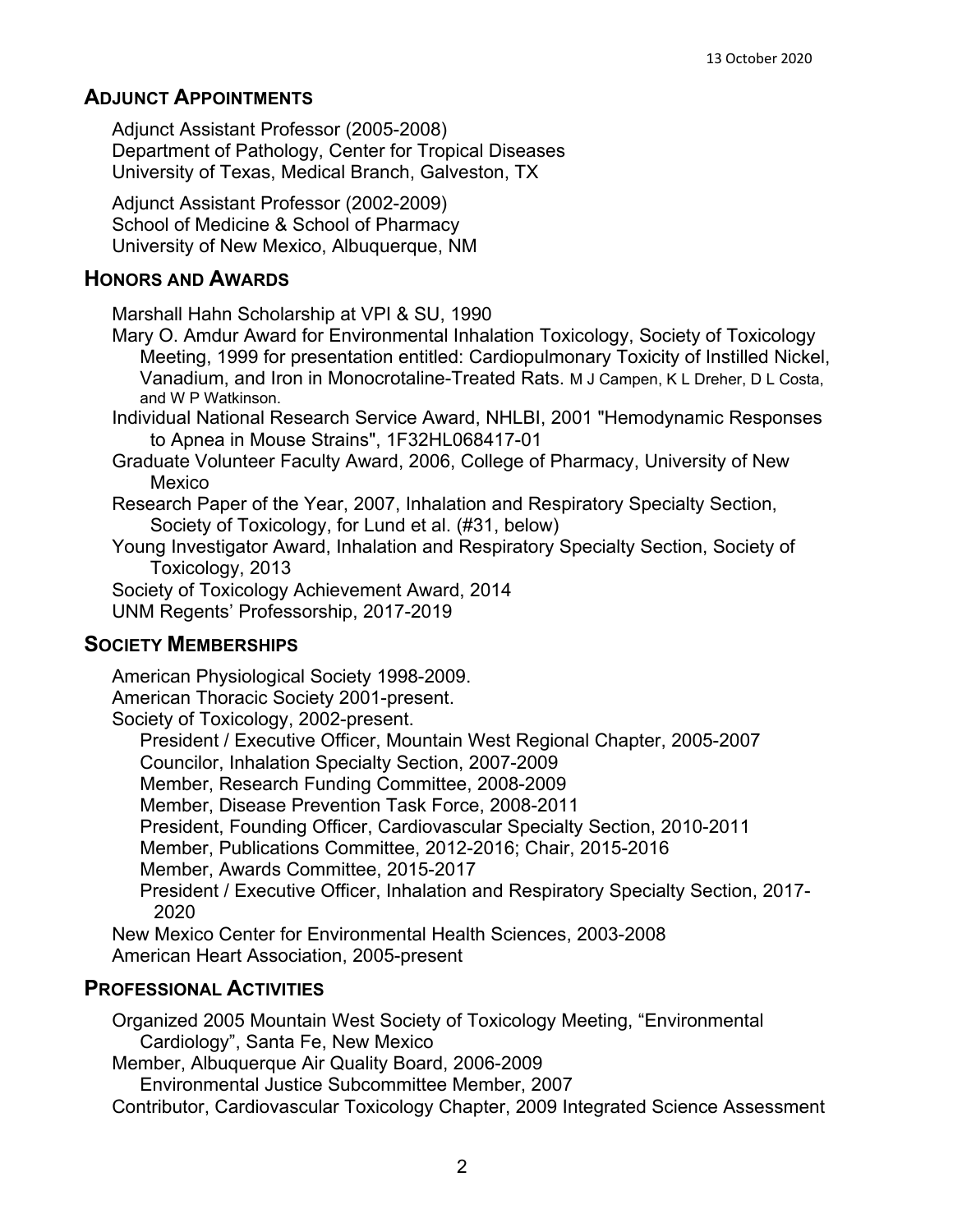## Adjunct Appointments

Adjunct Assistant Professor (2005-2008)
Department of Pathology, Center for Tropical Diseases
University of Texas, Medical Branch, Galveston, TX

Adjunct Assistant Professor (2002-2009)
School of Medicine & School of Pharmacy
University of New Mexico, Albuquerque, NM

## Honors and Awards

- Marshall Hahn Scholarship at VPI & SU, 1990
- Mary O. Amdur Award for Environmental Inhalation Toxicology, Society of Toxicology Meeting, 1999 for presentation entitled: Cardiopulmonary Toxicity of Instilled Nickel, Vanadium, and Iron in Monocrotaline-Treated Rats. M J Campen, K L Dreher, D L Costa, and W P Watkinson.
- Individual National Research Service Award, NHLBI, 2001 "Hemodynamic Responses to Apnea in Mouse Strains", 1F32HL068417-01
- Graduate Volunteer Faculty Award, 2006, College of Pharmacy, University of New Mexico
- Research Paper of the Year, 2007, Inhalation and Respiratory Specialty Section, Society of Toxicology, for Lund et al. (#31, below)
- Young Investigator Award, Inhalation and Respiratory Specialty Section, Society of Toxicology, 2013
- Society of Toxicology Achievement Award, 2014
- UNM Regents' Professorship, 2017-2019

## Society Memberships

- American Physiological Society 1998-2009.
- American Thoracic Society 2001-present.
- Society of Toxicology, 2002-present.
  - President / Executive Officer, Mountain West Regional Chapter, 2005-2007
  - Councilor, Inhalation Specialty Section, 2007-2009
  - Member, Research Funding Committee, 2008-2009
  - Member, Disease Prevention Task Force, 2008-2011
  - President, Founding Officer, Cardiovascular Specialty Section, 2010-2011
  - Member, Publications Committee, 2012-2016; Chair, 2015-2016
  - Member, Awards Committee, 2015-2017
  - President / Executive Officer, Inhalation and Respiratory Specialty Section, 2017-2020
- New Mexico Center for Environmental Health Sciences, 2003-2008
- American Heart Association, 2005-present

## Professional Activities

- Organized 2005 Mountain West Society of Toxicology Meeting, "Environmental Cardiology", Santa Fe, New Mexico
- Member, Albuquerque Air Quality Board, 2006-2009
  - Environmental Justice Subcommittee Member, 2007
- Contributor, Cardiovascular Toxicology Chapter, 2009 Integrated Science Assessment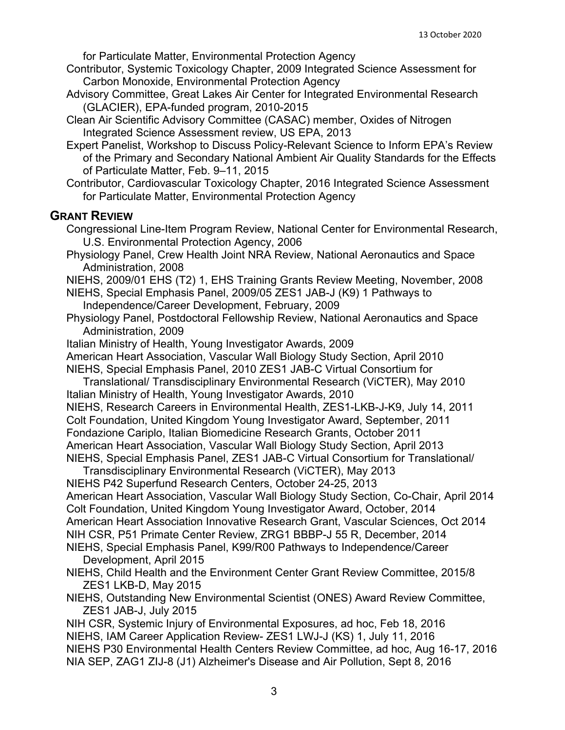for Particulate Matter, Environmental Protection Agency

Contributor, Systemic Toxicology Chapter, 2009 Integrated Science Assessment for Carbon Monoxide, Environmental Protection Agency

Advisory Committee, Great Lakes Air Center for Integrated Environmental Research (GLACIER), EPA-funded program, 2010-2015

Clean Air Scientific Advisory Committee (CASAC) member, Oxides of Nitrogen Integrated Science Assessment review, US EPA, 2013

Expert Panelist, Workshop to Discuss Policy-Relevant Science to Inform EPA's Review of the Primary and Secondary National Ambient Air Quality Standards for the Effects of Particulate Matter, Feb. 9–11, 2015

Contributor, Cardiovascular Toxicology Chapter, 2016 Integrated Science Assessment for Particulate Matter, Environmental Protection Agency

## GRANT REVIEW

Congressional Line-Item Program Review, National Center for Environmental Research, U.S. Environmental Protection Agency, 2006

Physiology Panel, Crew Health Joint NRA Review, National Aeronautics and Space Administration, 2008

NIEHS, 2009/01 EHS (T2) 1, EHS Training Grants Review Meeting, November, 2008

NIEHS, Special Emphasis Panel, 2009/05 ZES1 JAB-J (K9) 1 Pathways to Independence/Career Development, February, 2009

Physiology Panel, Postdoctoral Fellowship Review, National Aeronautics and Space Administration, 2009

Italian Ministry of Health, Young Investigator Awards, 2009

American Heart Association, Vascular Wall Biology Study Section, April 2010

NIEHS, Special Emphasis Panel, 2010 ZES1 JAB-C Virtual Consortium for Translational/ Transdisciplinary Environmental Research (ViCTER), May 2010

Italian Ministry of Health, Young Investigator Awards, 2010

NIEHS, Research Careers in Environmental Health, ZES1-LKB-J-K9, July 14, 2011

Colt Foundation, United Kingdom Young Investigator Award, September, 2011

Fondazione Cariplo, Italian Biomedicine Research Grants, October 2011

American Heart Association, Vascular Wall Biology Study Section, April 2013

NIEHS, Special Emphasis Panel, ZES1 JAB-C Virtual Consortium for Translational/ Transdisciplinary Environmental Research (ViCTER), May 2013

NIEHS P42 Superfund Research Centers, October 24-25, 2013

American Heart Association, Vascular Wall Biology Study Section, Co-Chair, April 2014

Colt Foundation, United Kingdom Young Investigator Award, October, 2014

American Heart Association Innovative Research Grant, Vascular Sciences, Oct 2014

NIH CSR, P51 Primate Center Review, ZRG1 BBBP-J 55 R, December, 2014

NIEHS, Special Emphasis Panel, K99/R00 Pathways to Independence/Career Development, April 2015

NIEHS, Child Health and the Environment Center Grant Review Committee, 2015/8 ZES1 LKB-D, May 2015

NIEHS, Outstanding New Environmental Scientist (ONES) Award Review Committee, ZES1 JAB-J, July 2015

NIH CSR, Systemic Injury of Environmental Exposures, ad hoc, Feb 18, 2016

NIEHS, IAM Career Application Review- ZES1 LWJ-J (KS) 1, July 11, 2016

NIEHS P30 Environmental Health Centers Review Committee, ad hoc, Aug 16-17, 2016

NIA SEP, ZAG1 ZIJ-8 (J1) Alzheimer's Disease and Air Pollution, Sept 8, 2016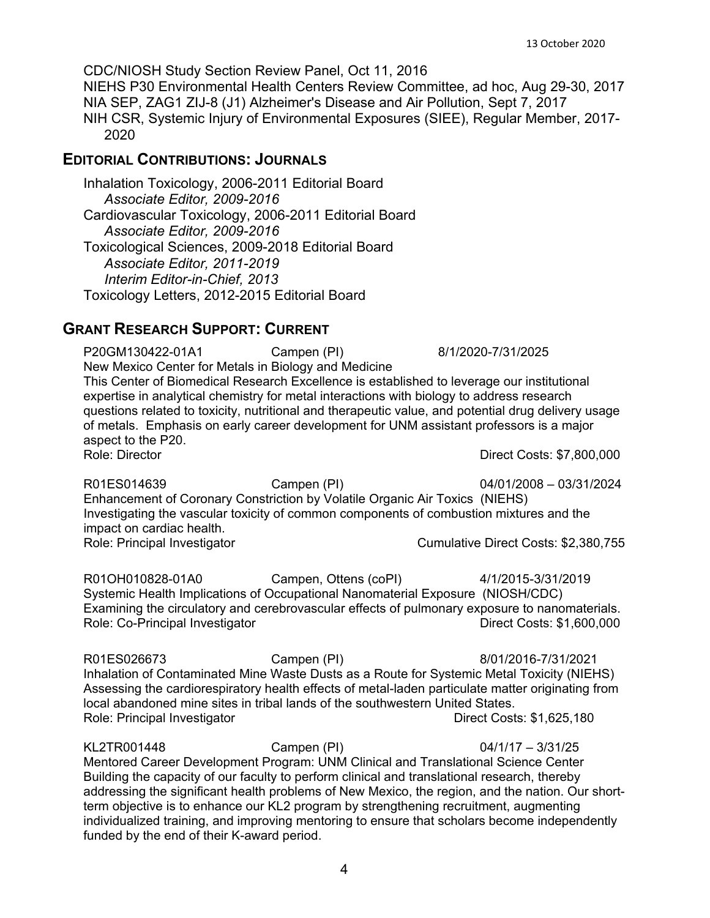CDC/NIOSH Study Section Review Panel, Oct 11, 2016
NIEHS P30 Environmental Health Centers Review Committee, ad hoc, Aug 29-30, 2017
NIA SEP, ZAG1 ZIJ-8 (J1) Alzheimer's Disease and Air Pollution, Sept 7, 2017
NIH CSR, Systemic Injury of Environmental Exposures (SIEE), Regular Member, 2017-2020

## EDITORIAL CONTRIBUTIONS: JOURNALS

Inhalation Toxicology, 2006-2011 Editorial Board
*Associate Editor, 2009-2016*
Cardiovascular Toxicology, 2006-2011 Editorial Board
*Associate Editor, 2009-2016*
Toxicological Sciences, 2009-2018 Editorial Board
*Associate Editor, 2011-2019*
*Interim Editor-in-Chief, 2013*
Toxicology Letters, 2012-2015 Editorial Board

## GRANT RESEARCH SUPPORT: CURRENT

P20GM130422-01A1 Campen (PI) 8/1/2020-7/31/2025
New Mexico Center for Metals in Biology and Medicine
This Center of Biomedical Research Excellence is established to leverage our institutional expertise in analytical chemistry for metal interactions with biology to address research questions related to toxicity, nutritional and therapeutic value, and potential drug delivery usage of metals. Emphasis on early career development for UNM assistant professors is a major aspect to the P20.
Role: Director Direct Costs: $7,800,000

R01ES014639 Campen (PI) 04/01/2008 – 03/31/2024
Enhancement of Coronary Constriction by Volatile Organic Air Toxics (NIEHS)
Investigating the vascular toxicity of common components of combustion mixtures and the impact on cardiac health.
Role: Principal Investigator Cumulative Direct Costs: $2,380,755

R01OH010828-01A0 Campen, Ottens (coPI) 4/1/2015-3/31/2019
Systemic Health Implications of Occupational Nanomaterial Exposure (NIOSH/CDC)
Examining the circulatory and cerebrovascular effects of pulmonary exposure to nanomaterials.
Role: Co-Principal Investigator Direct Costs: $1,600,000

R01ES026673 Campen (PI) 8/01/2016-7/31/2021
Inhalation of Contaminated Mine Waste Dusts as a Route for Systemic Metal Toxicity (NIEHS)
Assessing the cardiorespiratory health effects of metal-laden particulate matter originating from local abandoned mine sites in tribal lands of the southwestern United States.
Role: Principal Investigator Direct Costs: $1,625,180

KL2TR001448 Campen (PI) 04/1/17 – 3/31/25
Mentored Career Development Program: UNM Clinical and Translational Science Center
Building the capacity of our faculty to perform clinical and translational research, thereby addressing the significant health problems of New Mexico, the region, and the nation. Our short-term objective is to enhance our KL2 program by strengthening recruitment, augmenting individualized training, and improving mentoring to ensure that scholars become independently funded by the end of their K-award period.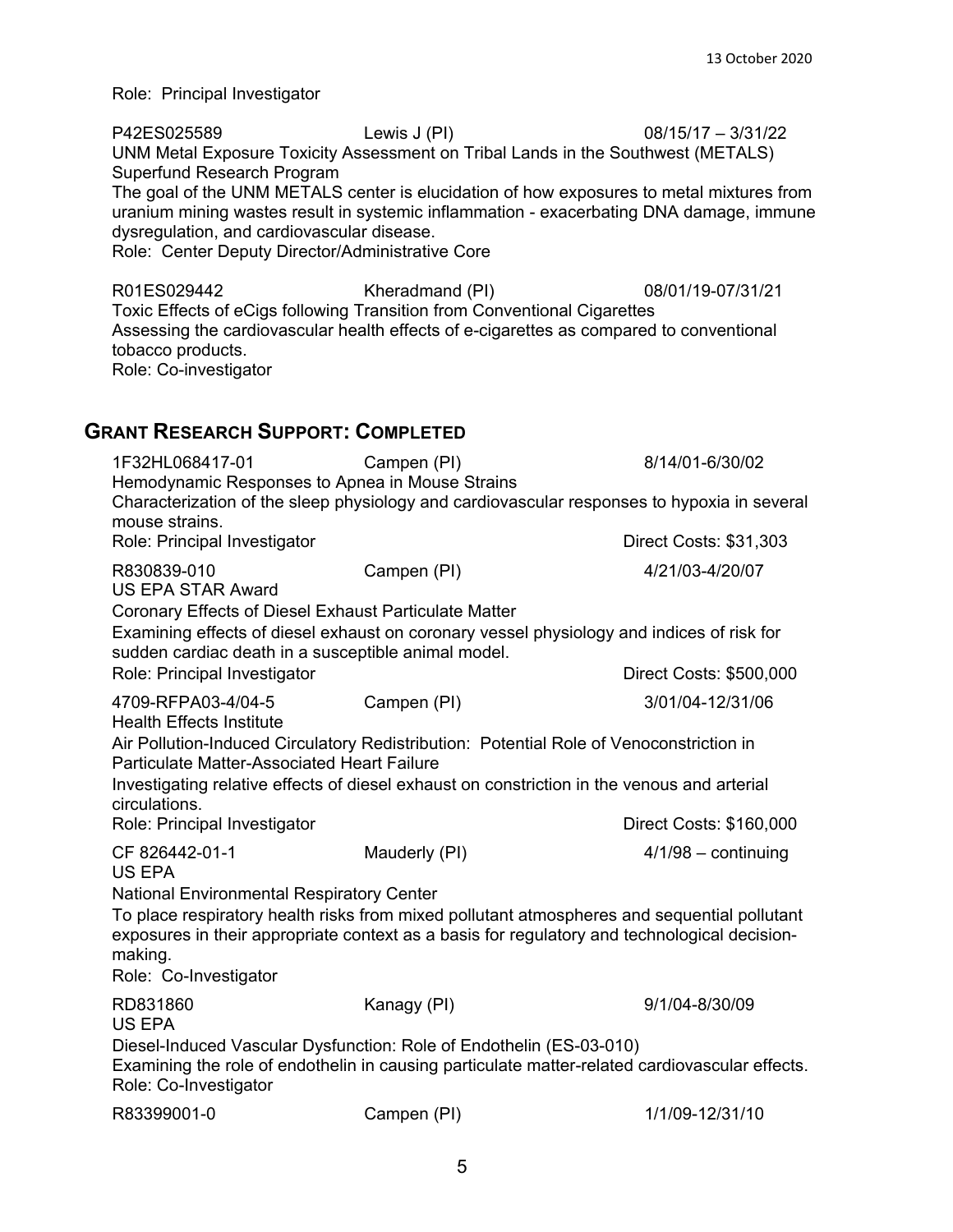Role: Principal Investigator

P42ES025589 Lewis J (PI) 08/15/17 – 3/31/22
UNM Metal Exposure Toxicity Assessment on Tribal Lands in the Southwest (METALS) Superfund Research Program
The goal of the UNM METALS center is elucidation of how exposures to metal mixtures from uranium mining wastes result in systemic inflammation - exacerbating DNA damage, immune dysregulation, and cardiovascular disease.
Role: Center Deputy Director/Administrative Core

R01ES029442 Kheradmand (PI) 08/01/19-07/31/21
Toxic Effects of eCigs following Transition from Conventional Cigarettes
Assessing the cardiovascular health effects of e-cigarettes as compared to conventional tobacco products.
Role: Co-investigator

## Grant Research Support: Completed

1F32HL068417-01 Campen (PI) 8/14/01-6/30/02
Hemodynamic Responses to Apnea in Mouse Strains
Characterization of the sleep physiology and cardiovascular responses to hypoxia in several mouse strains.
Role: Principal Investigator Direct Costs: $31,303

R830839-010 Campen (PI) 4/21/03-4/20/07
US EPA STAR Award
Coronary Effects of Diesel Exhaust Particulate Matter
Examining effects of diesel exhaust on coronary vessel physiology and indices of risk for sudden cardiac death in a susceptible animal model.
Role: Principal Investigator Direct Costs: $500,000

4709-RFPA03-4/04-5 Campen (PI) 3/01/04-12/31/06
Health Effects Institute
Air Pollution-Induced Circulatory Redistribution: Potential Role of Venoconstriction in Particulate Matter-Associated Heart Failure
Investigating relative effects of diesel exhaust on constriction in the venous and arterial circulations.
Role: Principal Investigator Direct Costs: $160,000

CF 826442-01-1 Mauderly (PI) 4/1/98 – continuing
US EPA
National Environmental Respiratory Center
To place respiratory health risks from mixed pollutant atmospheres and sequential pollutant exposures in their appropriate context as a basis for regulatory and technological decision-making.
Role: Co-Investigator

RD831860 Kanagy (PI) 9/1/04-8/30/09
US EPA
Diesel-Induced Vascular Dysfunction: Role of Endothelin (ES-03-010)
Examining the role of endothelin in causing particulate matter-related cardiovascular effects.
Role: Co-Investigator

R83399001-0 Campen (PI) 1/1/09-12/31/10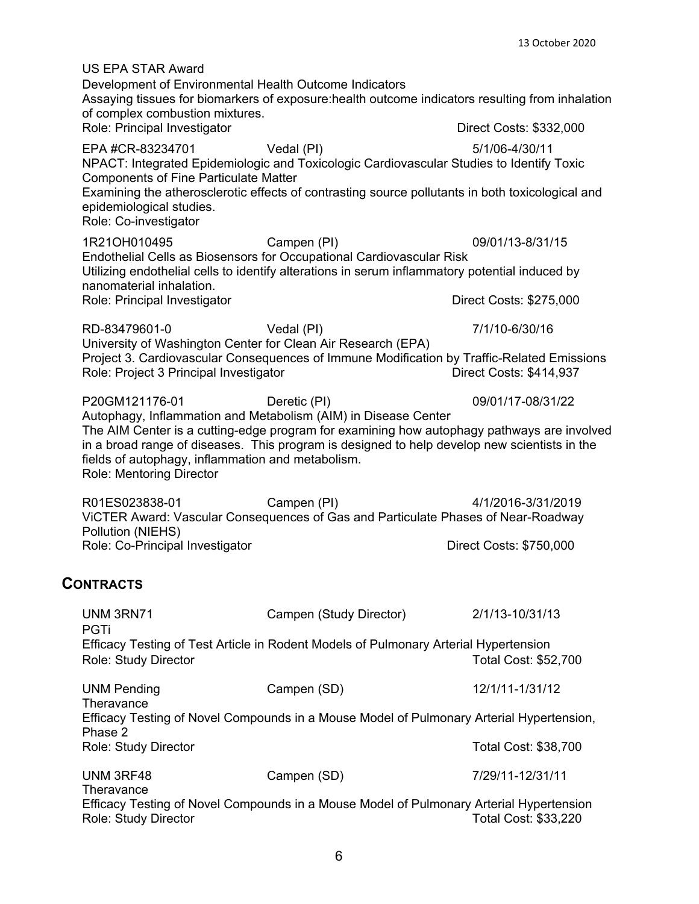US EPA STAR Award
Development of Environmental Health Outcome Indicators
Assaying tissues for biomarkers of exposure:health outcome indicators resulting from inhalation of complex combustion mixtures.
Role: Principal Investigator Direct Costs: $332,000

EPA #CR-83234701 Vedal (PI) 5/1/06-4/30/11
NPACT: Integrated Epidemiologic and Toxicologic Cardiovascular Studies to Identify Toxic Components of Fine Particulate Matter
Examining the atherosclerotic effects of contrasting source pollutants in both toxicological and epidemiological studies.
Role: Co-investigator

1R21OH010495 Campen (PI) 09/01/13-8/31/15
Endothelial Cells as Biosensors for Occupational Cardiovascular Risk
Utilizing endothelial cells to identify alterations in serum inflammatory potential induced by nanomaterial inhalation.
Role: Principal Investigator Direct Costs: $275,000

RD-83479601-0 Vedal (PI) 7/1/10-6/30/16
University of Washington Center for Clean Air Research (EPA)
Project 3. Cardiovascular Consequences of Immune Modification by Traffic-Related Emissions
Role: Project 3 Principal Investigator Direct Costs: $414,937

P20GM121176-01 Deretic (PI) 09/01/17-08/31/22
Autophagy, Inflammation and Metabolism (AIM) in Disease Center
The AIM Center is a cutting-edge program for examining how autophagy pathways are involved in a broad range of diseases. This program is designed to help develop new scientists in the fields of autophagy, inflammation and metabolism.
Role: Mentoring Director

R01ES023838-01 Campen (PI) 4/1/2016-3/31/2019
ViCTER Award: Vascular Consequences of Gas and Particulate Phases of Near-Roadway Pollution (NIEHS)
Role: Co-Principal Investigator Direct Costs: $750,000

## Contracts

UNM 3RN71 Campen (Study Director) 2/1/13-10/31/13
PGTi
Efficacy Testing of Test Article in Rodent Models of Pulmonary Arterial Hypertension
Role: Study Director Total Cost: $52,700

UNM Pending Campen (SD) 12/1/11-1/31/12
Theravance
Efficacy Testing of Novel Compounds in a Mouse Model of Pulmonary Arterial Hypertension, Phase 2
Role: Study Director Total Cost: $38,700

UNM 3RF48 Campen (SD) 7/29/11-12/31/11
Theravance
Efficacy Testing of Novel Compounds in a Mouse Model of Pulmonary Arterial Hypertension
Role: Study Director Total Cost: $33,220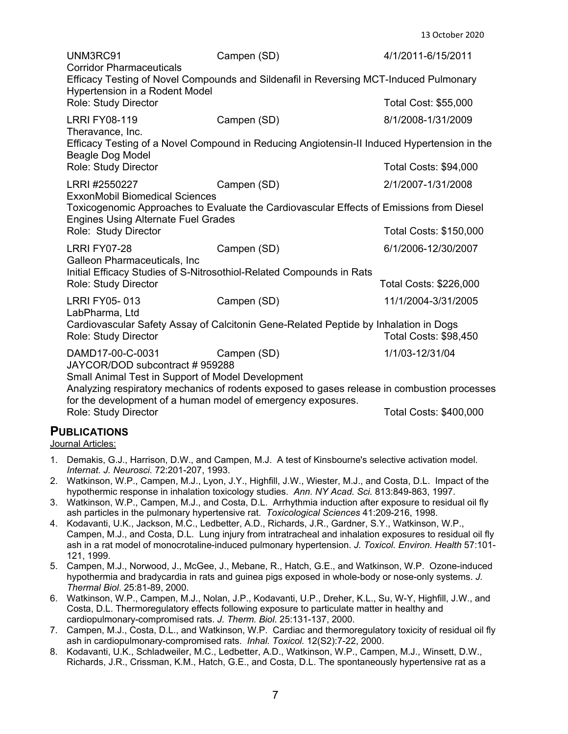UNM3RC91 Campen (SD) 4/1/2011-6/15/2011
Corridor Pharmaceuticals
Efficacy Testing of Novel Compounds and Sildenafil in Reversing MCT-Induced Pulmonary Hypertension in a Rodent Model
Role: Study Director Total Cost: $55,000

LRRI FY08-119 Campen (SD) 8/1/2008-1/31/2009
Theravance, Inc.
Efficacy Testing of a Novel Compound in Reducing Angiotensin-II Induced Hypertension in the Beagle Dog Model
Role: Study Director Total Costs: $94,000

LRRI #2550227 Campen (SD) 2/1/2007-1/31/2008
ExxonMobil Biomedical Sciences
Toxicogenomic Approaches to Evaluate the Cardiovascular Effects of Emissions from Diesel Engines Using Alternate Fuel Grades
Role: Study Director Total Costs: $150,000

LRRI FY07-28 Campen (SD) 6/1/2006-12/30/2007
Galleon Pharmaceuticals, Inc
Initial Efficacy Studies of S-Nitrosothiol-Related Compounds in Rats
Role: Study Director Total Costs: $226,000

LRRI FY05- 013 Campen (SD) 11/1/2004-3/31/2005
LabPharma, Ltd
Cardiovascular Safety Assay of Calcitonin Gene-Related Peptide by Inhalation in Dogs
Role: Study Director Total Costs: $98,450

DAMD17-00-C-0031 Campen (SD) 1/1/03-12/31/04
JAYCOR/DOD subcontract # 959288
Small Animal Test in Support of Model Development
Analyzing respiratory mechanics of rodents exposed to gases release in combustion processes for the development of a human model of emergency exposures.
Role: Study Director Total Costs: $400,000

## PUBLICATIONS

Journal Articles:

1. Demakis, G.J., Harrison, D.W., and Campen, M.J. A test of Kinsbourne's selective activation model. *Internat. J. Neurosci.* 72:201-207, 1993.
2. Watkinson, W.P., Campen, M.J., Lyon, J.Y., Highfill, J.W., Wiester, M.J., and Costa, D.L. Impact of the hypothermic response in inhalation toxicology studies. *Ann. NY Acad. Sci.* 813:849-863, 1997.
3. Watkinson, W.P., Campen, M.J., and Costa, D.L. Arrhythmia induction after exposure to residual oil fly ash particles in the pulmonary hypertensive rat. *Toxicological Sciences* 41:209-216, 1998.
4. Kodavanti, U.K., Jackson, M.C., Ledbetter, A.D., Richards, J.R., Gardner, S.Y., Watkinson, W.P., Campen, M.J., and Costa, D.L. Lung injury from intratracheal and inhalation exposures to residual oil fly ash in a rat model of monocrotaline-induced pulmonary hypertension. *J. Toxicol. Environ. Health* 57:101-121, 1999.
5. Campen, M.J., Norwood, J., McGee, J., Mebane, R., Hatch, G.E., and Watkinson, W.P. Ozone-induced hypothermia and bradycardia in rats and guinea pigs exposed in whole-body or nose-only systems. *J. Thermal Biol.* 25:81-89, 2000.
6. Watkinson, W.P., Campen, M.J., Nolan, J.P., Kodavanti, U.P., Dreher, K.L., Su, W-Y, Highfill, J.W., and Costa, D.L. Thermoregulatory effects following exposure to particulate matter in healthy and cardiopulmonary-compromised rats. *J. Therm. Biol.* 25:131-137, 2000.
7. Campen, M.J., Costa, D.L., and Watkinson, W.P. Cardiac and thermoregulatory toxicity of residual oil fly ash in cardiopulmonary-compromised rats. *Inhal. Toxicol.* 12(S2):7-22, 2000.
8. Kodavanti, U.K., Schladweiler, M.C., Ledbetter, A.D., Watkinson, W.P., Campen, M.J., Winsett, D.W., Richards, J.R., Crissman, K.M., Hatch, G.E., and Costa, D.L. The spontaneously hypertensive rat as a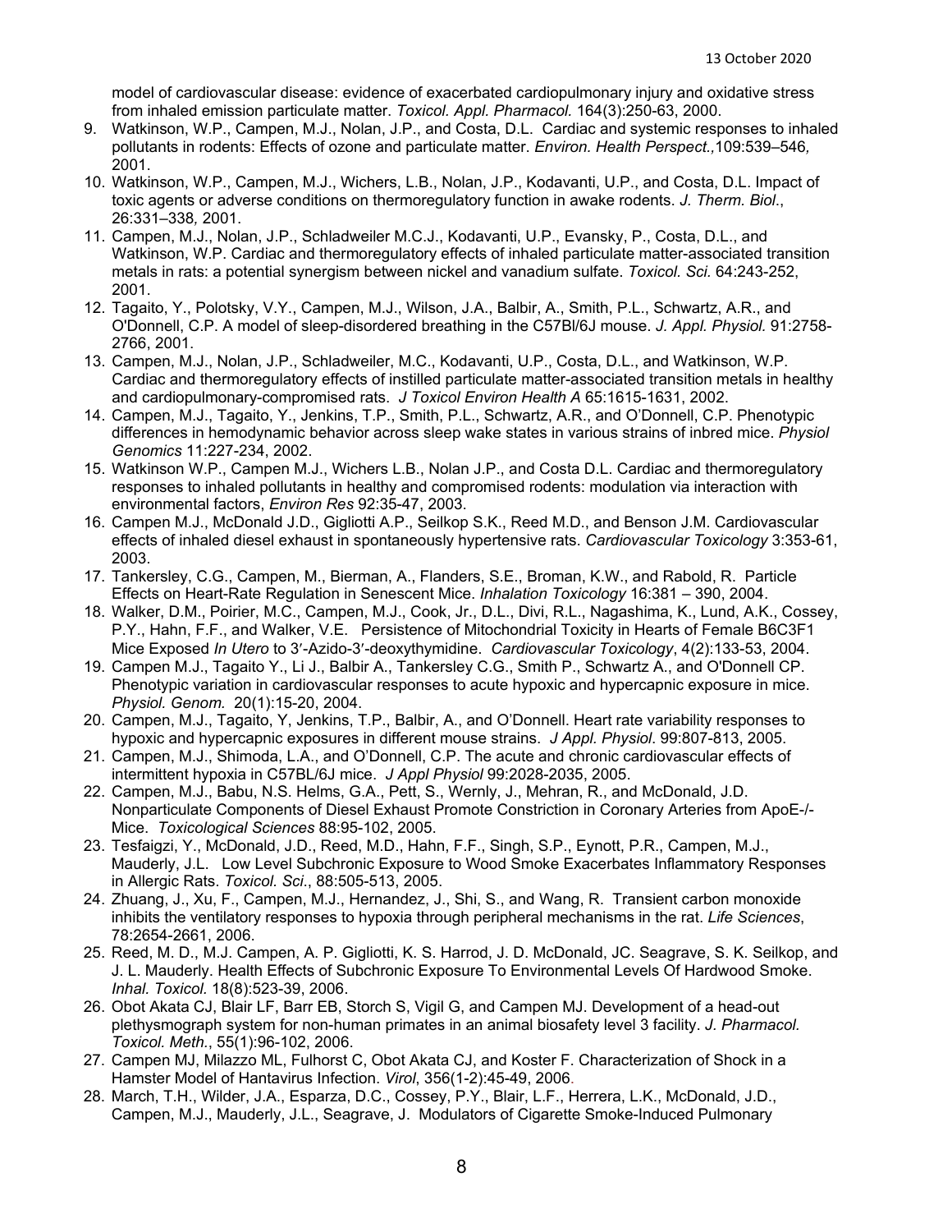model of cardiovascular disease: evidence of exacerbated cardiopulmonary injury and oxidative stress from inhaled emission particulate matter. *Toxicol. Appl. Pharmacol.* 164(3):250-63, 2000.

9. Watkinson, W.P., Campen, M.J., Nolan, J.P., and Costa, D.L. Cardiac and systemic responses to inhaled pollutants in rodents: Effects of ozone and particulate matter. *Environ. Health Perspect.,*109:539–546*,* 2001.
10. Watkinson, W.P., Campen, M.J., Wichers, L.B., Nolan, J.P., Kodavanti, U.P., and Costa, D.L. Impact of toxic agents or adverse conditions on thermoregulatory function in awake rodents. *J. Therm. Biol*., 26:331–338*,* 2001.
11. Campen, M.J., Nolan, J.P., Schladweiler M.C.J., Kodavanti, U.P., Evansky, P., Costa, D.L., and Watkinson, W.P. Cardiac and thermoregulatory effects of inhaled particulate matter-associated transition metals in rats: a potential synergism between nickel and vanadium sulfate. *Toxicol. Sci.* 64:243-252, 2001.
12. Tagaito, Y., Polotsky, V.Y., Campen, M.J., Wilson, J.A., Balbir, A., Smith, P.L., Schwartz, A.R., and O'Donnell, C.P. A model of sleep-disordered breathing in the C57Bl/6J mouse. *J. Appl. Physiol.* 91:2758-2766, 2001.
13. Campen, M.J., Nolan, J.P., Schladweiler, M.C., Kodavanti, U.P., Costa, D.L., and Watkinson, W.P. Cardiac and thermoregulatory effects of instilled particulate matter-associated transition metals in healthy and cardiopulmonary-compromised rats. *J Toxicol Environ Health A* 65:1615-1631, 2002.
14. Campen, M.J., Tagaito, Y., Jenkins, T.P., Smith, P.L., Schwartz, A.R., and O'Donnell, C.P. Phenotypic differences in hemodynamic behavior across sleep wake states in various strains of inbred mice. *Physiol Genomics* 11:227-234, 2002.
15. Watkinson W.P., Campen M.J., Wichers L.B., Nolan J.P., and Costa D.L. Cardiac and thermoregulatory responses to inhaled pollutants in healthy and compromised rodents: modulation via interaction with environmental factors, *Environ Res* 92:35-47, 2003.
16. Campen M.J., McDonald J.D., Gigliotti A.P., Seilkop S.K., Reed M.D., and Benson J.M. Cardiovascular effects of inhaled diesel exhaust in spontaneously hypertensive rats. *Cardiovascular Toxicology* 3:353-61, 2003.
17. Tankersley, C.G., Campen, M., Bierman, A., Flanders, S.E., Broman, K.W., and Rabold, R. Particle Effects on Heart-Rate Regulation in Senescent Mice. *Inhalation Toxicology* 16:381 – 390, 2004.
18. Walker, D.M., Poirier, M.C., Campen, M.J., Cook, Jr., D.L., Divi, R.L., Nagashima, K., Lund, A.K., Cossey, P.Y., Hahn, F.F., and Walker, V.E. Persistence of Mitochondrial Toxicity in Hearts of Female B6C3F1 Mice Exposed *In Utero* to 3′-Azido-3′-deoxythymidine. *Cardiovascular Toxicology*, 4(2):133-53, 2004.
19. Campen M.J., Tagaito Y., Li J., Balbir A., Tankersley C.G., Smith P., Schwartz A., and O'Donnell CP. Phenotypic variation in cardiovascular responses to acute hypoxic and hypercapnic exposure in mice. *Physiol. Genom.* 20(1):15-20, 2004.
20. Campen, M.J., Tagaito, Y, Jenkins, T.P., Balbir, A., and O'Donnell. Heart rate variability responses to hypoxic and hypercapnic exposures in different mouse strains. *J Appl. Physiol*. 99:807-813, 2005.
21. Campen, M.J., Shimoda, L.A., and O'Donnell, C.P. The acute and chronic cardiovascular effects of intermittent hypoxia in C57BL/6J mice. *J Appl Physiol* 99:2028-2035, 2005.
22. Campen, M.J., Babu, N.S. Helms, G.A., Pett, S., Wernly, J., Mehran, R., and McDonald, J.D. Nonparticulate Components of Diesel Exhaust Promote Constriction in Coronary Arteries from ApoE-/- Mice. *Toxicological Sciences* 88:95-102, 2005.
23. Tesfaigzi, Y., McDonald, J.D., Reed, M.D., Hahn, F.F., Singh, S.P., Eynott, P.R., Campen, M.J., Mauderly, J.L. Low Level Subchronic Exposure to Wood Smoke Exacerbates Inflammatory Responses in Allergic Rats. *Toxicol. Sci*., 88:505-513, 2005.
24. Zhuang, J., Xu, F., Campen, M.J., Hernandez, J., Shi, S., and Wang, R. Transient carbon monoxide inhibits the ventilatory responses to hypoxia through peripheral mechanisms in the rat. *Life Sciences*, 78:2654-2661, 2006.
25. Reed, M. D., M.J. Campen, A. P. Gigliotti, K. S. Harrod, J. D. McDonald, JC. Seagrave, S. K. Seilkop, and J. L. Mauderly. Health Effects of Subchronic Exposure To Environmental Levels Of Hardwood Smoke. *Inhal. Toxicol.* 18(8):523-39, 2006.
26. Obot Akata CJ, Blair LF, Barr EB, Storch S, Vigil G, and Campen MJ. Development of a head-out plethysmograph system for non-human primates in an animal biosafety level 3 facility. *J. Pharmacol. Toxicol. Meth.*, 55(1):96-102, 2006.
27. Campen MJ, Milazzo ML, Fulhorst C, Obot Akata CJ, and Koster F. Characterization of Shock in a Hamster Model of Hantavirus Infection. *Virol*, 356(1-2):45-49, 2006.
28. March, T.H., Wilder, J.A., Esparza, D.C., Cossey, P.Y., Blair, L.F., Herrera, L.K., McDonald, J.D., Campen, M.J., Mauderly, J.L., Seagrave, J. Modulators of Cigarette Smoke-Induced Pulmonary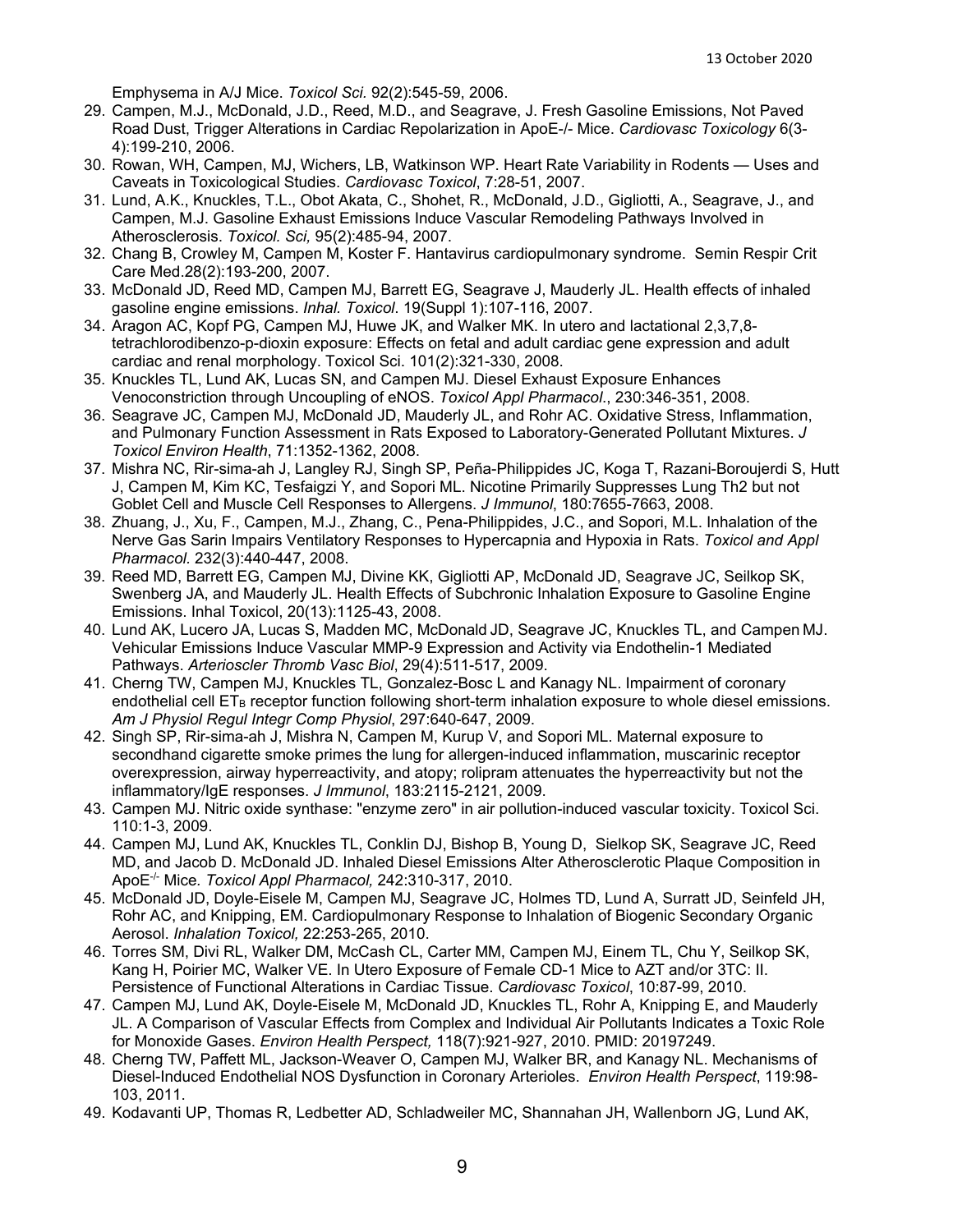Emphysema in A/J Mice. *Toxicol Sci.* 92(2):545-59, 2006.

29. Campen, M.J., McDonald, J.D., Reed, M.D., and Seagrave, J. Fresh Gasoline Emissions, Not Paved Road Dust, Trigger Alterations in Cardiac Repolarization in ApoE-/- Mice. *Cardiovasc Toxicology* 6(3-4):199-210, 2006.
30. Rowan, WH, Campen, MJ, Wichers, LB, Watkinson WP. Heart Rate Variability in Rodents — Uses and Caveats in Toxicological Studies. *Cardiovasc Toxicol*, 7:28-51, 2007.
31. Lund, A.K., Knuckles, T.L., Obot Akata, C., Shohet, R., McDonald, J.D., Gigliotti, A., Seagrave, J., and Campen, M.J. Gasoline Exhaust Emissions Induce Vascular Remodeling Pathways Involved in Atherosclerosis. *Toxicol. Sci,* 95(2):485-94, 2007.
32. Chang B, Crowley M, Campen M, Koster F. Hantavirus cardiopulmonary syndrome. Semin Respir Crit Care Med.28(2):193-200, 2007.
33. McDonald JD, Reed MD, Campen MJ, Barrett EG, Seagrave J, Mauderly JL. Health effects of inhaled gasoline engine emissions. *Inhal. Toxicol*. 19(Suppl 1):107-116, 2007.
34. Aragon AC, Kopf PG, Campen MJ, Huwe JK, and Walker MK. In utero and lactational 2,3,7,8-tetrachlorodibenzo-p-dioxin exposure: Effects on fetal and adult cardiac gene expression and adult cardiac and renal morphology. Toxicol Sci. 101(2):321-330, 2008.
35. Knuckles TL, Lund AK, Lucas SN, and Campen MJ. Diesel Exhaust Exposure Enhances Venoconstriction through Uncoupling of eNOS. *Toxicol Appl Pharmacol*., 230:346-351, 2008.
36. Seagrave JC, Campen MJ, McDonald JD, Mauderly JL, and Rohr AC. Oxidative Stress, Inflammation, and Pulmonary Function Assessment in Rats Exposed to Laboratory-Generated Pollutant Mixtures. *J Toxicol Environ Health*, 71:1352-1362, 2008.
37. Mishra NC, Rir-sima-ah J, Langley RJ, Singh SP, Peña-Philippides JC, Koga T, Razani-Boroujerdi S, Hutt J, Campen M, Kim KC, Tesfaigzi Y, and Sopori ML. Nicotine Primarily Suppresses Lung Th2 but not Goblet Cell and Muscle Cell Responses to Allergens. *J Immunol*, 180:7655-7663, 2008.
38. Zhuang, J., Xu, F., Campen, M.J., Zhang, C., Pena-Philippides, J.C., and Sopori, M.L. Inhalation of the Nerve Gas Sarin Impairs Ventilatory Responses to Hypercapnia and Hypoxia in Rats. *Toxicol and Appl Pharmacol*. 232(3):440-447, 2008.
39. Reed MD, Barrett EG, Campen MJ, Divine KK, Gigliotti AP, McDonald JD, Seagrave JC, Seilkop SK, Swenberg JA, and Mauderly JL. Health Effects of Subchronic Inhalation Exposure to Gasoline Engine Emissions. Inhal Toxicol, 20(13):1125-43, 2008.
40. Lund AK, Lucero JA, Lucas S, Madden MC, McDonald JD, Seagrave JC, Knuckles TL, and Campen MJ. Vehicular Emissions Induce Vascular MMP-9 Expression and Activity via Endothelin-1 Mediated Pathways. *Arterioscler Thromb Vasc Biol*, 29(4):511-517, 2009.
41. Cherng TW, Campen MJ, Knuckles TL, Gonzalez-Bosc L and Kanagy NL. Impairment of coronary endothelial cell $ET_B$ receptor function following short-term inhalation exposure to whole diesel emissions. *Am J Physiol Regul Integr Comp Physiol*, 297:640-647, 2009.
42. Singh SP, Rir-sima-ah J, Mishra N, Campen M, Kurup V, and Sopori ML. Maternal exposure to secondhand cigarette smoke primes the lung for allergen-induced inflammation, muscarinic receptor overexpression, airway hyperreactivity, and atopy; rolipram attenuates the hyperreactivity but not the inflammatory/IgE responses. *J Immunol*, 183:2115-2121, 2009.
43. Campen MJ. Nitric oxide synthase: "enzyme zero" in air pollution-induced vascular toxicity. Toxicol Sci. 110:1-3, 2009.
44. Campen MJ, Lund AK, Knuckles TL, Conklin DJ, Bishop B, Young D, Sielkop SK, Seagrave JC, Reed MD, and Jacob D. McDonald JD. Inhaled Diesel Emissions Alter Atherosclerotic Plaque Composition in ApoE$^{-/-}$ Mice. *Toxicol Appl Pharmacol,* 242:310-317, 2010.
45. McDonald JD, Doyle-Eisele M, Campen MJ, Seagrave JC, Holmes TD, Lund A, Surratt JD, Seinfeld JH, Rohr AC, and Knipping, EM. Cardiopulmonary Response to Inhalation of Biogenic Secondary Organic Aerosol. *Inhalation Toxicol,* 22:253-265, 2010.
46. Torres SM, Divi RL, Walker DM, McCash CL, Carter MM, Campen MJ, Einem TL, Chu Y, Seilkop SK, Kang H, Poirier MC, Walker VE. In Utero Exposure of Female CD-1 Mice to AZT and/or 3TC: II. Persistence of Functional Alterations in Cardiac Tissue. *Cardiovasc Toxicol*, 10:87-99, 2010.
47. Campen MJ, Lund AK, Doyle-Eisele M, McDonald JD, Knuckles TL, Rohr A, Knipping E, and Mauderly JL. A Comparison of Vascular Effects from Complex and Individual Air Pollutants Indicates a Toxic Role for Monoxide Gases. *Environ Health Perspect,* 118(7):921-927, 2010. PMID: 20197249.
48. Cherng TW, Paffett ML, Jackson-Weaver O, Campen MJ, Walker BR, and Kanagy NL. Mechanisms of Diesel-Induced Endothelial NOS Dysfunction in Coronary Arterioles. *Environ Health Perspect*, 119:98-103, 2011.
49. Kodavanti UP, Thomas R, Ledbetter AD, Schladweiler MC, Shannahan JH, Wallenborn JG, Lund AK,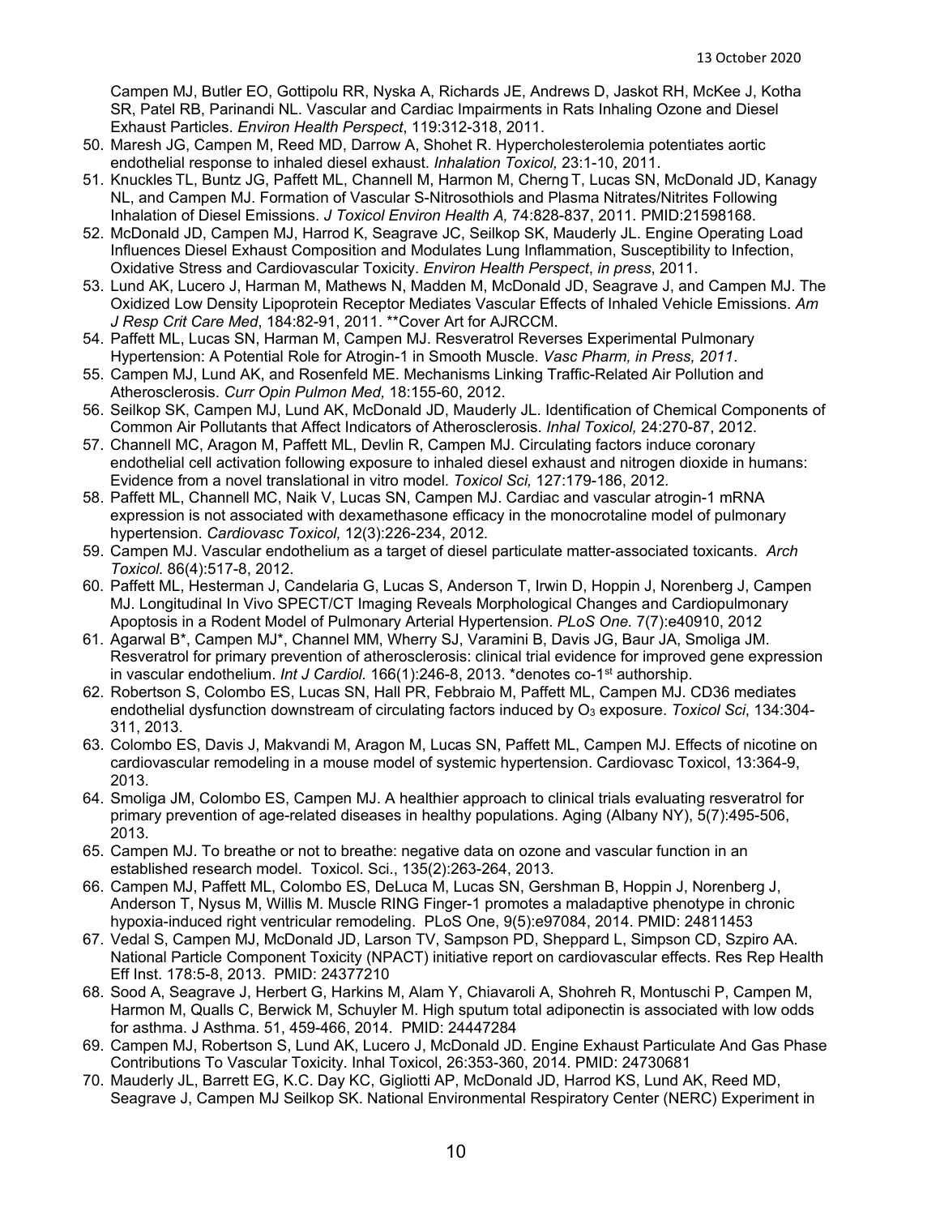Campen MJ, Butler EO, Gottipolu RR, Nyska A, Richards JE, Andrews D, Jaskot RH, McKee J, Kotha SR, Patel RB, Parinandi NL. Vascular and Cardiac Impairments in Rats Inhaling Ozone and Diesel Exhaust Particles. *Environ Health Perspect*, 119:312-318, 2011.

50. Maresh JG, Campen M, Reed MD, Darrow A, Shohet R. Hypercholesterolemia potentiates aortic endothelial response to inhaled diesel exhaust. *Inhalation Toxicol,* 23:1-10, 2011.
51. Knuckles TL, Buntz JG, Paffett ML, Channell M, Harmon M, Cherng T, Lucas SN, McDonald JD, Kanagy NL, and Campen MJ. Formation of Vascular S-Nitrosothiols and Plasma Nitrates/Nitrites Following Inhalation of Diesel Emissions. *J Toxicol Environ Health A,* 74:828-837, 2011. PMID:21598168.
52. McDonald JD, Campen MJ, Harrod K, Seagrave JC, Seilkop SK, Mauderly JL. Engine Operating Load Influences Diesel Exhaust Composition and Modulates Lung Inflammation, Susceptibility to Infection, Oxidative Stress and Cardiovascular Toxicity. *Environ Health Perspect*, *in press*, 2011.
53. Lund AK, Lucero J, Harman M, Mathews N, Madden M, McDonald JD, Seagrave J, and Campen MJ. The Oxidized Low Density Lipoprotein Receptor Mediates Vascular Effects of Inhaled Vehicle Emissions. *Am J Resp Crit Care Med*, 184:82-91, 2011. **Cover Art for AJRCCM.
54. Paffett ML, Lucas SN, Harman M, Campen MJ. Resveratrol Reverses Experimental Pulmonary Hypertension: A Potential Role for Atrogin-1 in Smooth Muscle. *Vasc Pharm, in Press, 2011*.
55. Campen MJ, Lund AK, and Rosenfeld ME. Mechanisms Linking Traffic-Related Air Pollution and Atherosclerosis. *Curr Opin Pulmon Med,* 18:155-60, 2012.
56. Seilkop SK, Campen MJ, Lund AK, McDonald JD, Mauderly JL. Identification of Chemical Components of Common Air Pollutants that Affect Indicators of Atherosclerosis. *Inhal Toxicol,* 24:270-87, 2012.
57. Channell MC, Aragon M, Paffett ML, Devlin R, Campen MJ. Circulating factors induce coronary endothelial cell activation following exposure to inhaled diesel exhaust and nitrogen dioxide in humans: Evidence from a novel translational in vitro model. *Toxicol Sci,* 127:179-186, 2012.
58. Paffett ML, Channell MC, Naik V, Lucas SN, Campen MJ. Cardiac and vascular atrogin-1 mRNA expression is not associated with dexamethasone efficacy in the monocrotaline model of pulmonary hypertension. *Cardiovasc Toxicol,* 12(3):226-234, 2012*.*
59. Campen MJ. Vascular endothelium as a target of diesel particulate matter-associated toxicants. *Arch Toxicol.* 86(4):517-8, 2012.
60. Paffett ML, Hesterman J, Candelaria G, Lucas S, Anderson T, Irwin D, Hoppin J, Norenberg J, Campen MJ. Longitudinal In Vivo SPECT/CT Imaging Reveals Morphological Changes and Cardiopulmonary Apoptosis in a Rodent Model of Pulmonary Arterial Hypertension. *PLoS One.* 7(7):e40910, 2012
61. Agarwal B*, Campen MJ*, Channel MM, Wherry SJ, Varamini B, Davis JG, Baur JA, Smoliga JM. Resveratrol for primary prevention of atherosclerosis: clinical trial evidence for improved gene expression in vascular endothelium. *Int J Cardiol.* 166(1):246-8, 2013. *denotes co-1st authorship.
62. Robertson S, Colombo ES, Lucas SN, Hall PR, Febbraio M, Paffett ML, Campen MJ. CD36 mediates endothelial dysfunction downstream of circulating factors induced by $O_3$ exposure. *Toxicol Sci*, 134:304-311, 2013.
63. Colombo ES, Davis J, Makvandi M, Aragon M, Lucas SN, Paffett ML, Campen MJ. Effects of nicotine on cardiovascular remodeling in a mouse model of systemic hypertension. Cardiovasc Toxicol, 13:364-9, 2013.
64. Smoliga JM, Colombo ES, Campen MJ. A healthier approach to clinical trials evaluating resveratrol for primary prevention of age-related diseases in healthy populations. Aging (Albany NY), 5(7):495-506, 2013.
65. Campen MJ. To breathe or not to breathe: negative data on ozone and vascular function in an established research model. Toxicol. Sci., 135(2):263-264, 2013.
66. Campen MJ, Paffett ML, Colombo ES, DeLuca M, Lucas SN, Gershman B, Hoppin J, Norenberg J, Anderson T, Nysus M, Willis M. Muscle RING Finger-1 promotes a maladaptive phenotype in chronic hypoxia-induced right ventricular remodeling. PLoS One, 9(5):e97084, 2014. PMID: 24811453
67. Vedal S, Campen MJ, McDonald JD, Larson TV, Sampson PD, Sheppard L, Simpson CD, Szpiro AA. National Particle Component Toxicity (NPACT) initiative report on cardiovascular effects. Res Rep Health Eff Inst. 178:5-8, 2013. PMID: 24377210
68. Sood A, Seagrave J, Herbert G, Harkins M, Alam Y, Chiavaroli A, Shohreh R, Montuschi P, Campen M, Harmon M, Qualls C, Berwick M, Schuyler M. High sputum total adiponectin is associated with low odds for asthma. J Asthma. 51, 459-466, 2014. PMID: 24447284
69. Campen MJ, Robertson S, Lund AK, Lucero J, McDonald JD. Engine Exhaust Particulate And Gas Phase Contributions To Vascular Toxicity. Inhal Toxicol, 26:353-360, 2014. PMID: 24730681
70. Mauderly JL, Barrett EG, K.C. Day KC, Gigliotti AP, McDonald JD, Harrod KS, Lund AK, Reed MD, Seagrave J, Campen MJ Seilkop SK. National Environmental Respiratory Center (NERC) Experiment in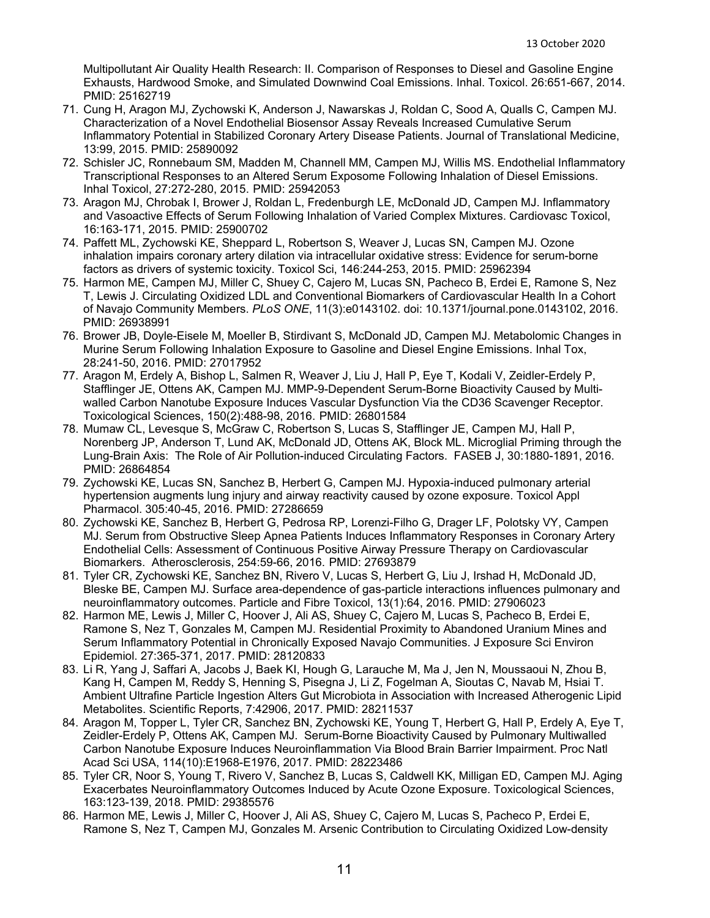Multipollutant Air Quality Health Research: II. Comparison of Responses to Diesel and Gasoline Engine Exhausts, Hardwood Smoke, and Simulated Downwind Coal Emissions. Inhal. Toxicol. 26:651-667, 2014. PMID: 25162719

71. Cung H, Aragon MJ, Zychowski K, Anderson J, Nawarskas J, Roldan C, Sood A, Qualls C, Campen MJ. Characterization of a Novel Endothelial Biosensor Assay Reveals Increased Cumulative Serum Inflammatory Potential in Stabilized Coronary Artery Disease Patients. Journal of Translational Medicine, 13:99, 2015. PMID: 25890092
72. Schisler JC, Ronnebaum SM, Madden M, Channell MM, Campen MJ, Willis MS. Endothelial Inflammatory Transcriptional Responses to an Altered Serum Exposome Following Inhalation of Diesel Emissions. Inhal Toxicol, 27:272-280, 2015. PMID: 25942053
73. Aragon MJ, Chrobak I, Brower J, Roldan L, Fredenburgh LE, McDonald JD, Campen MJ. Inflammatory and Vasoactive Effects of Serum Following Inhalation of Varied Complex Mixtures. Cardiovasc Toxicol, 16:163-171, 2015. PMID: 25900702
74. Paffett ML, Zychowski KE, Sheppard L, Robertson S, Weaver J, Lucas SN, Campen MJ. Ozone inhalation impairs coronary artery dilation via intracellular oxidative stress: Evidence for serum-borne factors as drivers of systemic toxicity. Toxicol Sci, 146:244-253, 2015. PMID: 25962394
75. Harmon ME, Campen MJ, Miller C, Shuey C, Cajero M, Lucas SN, Pacheco B, Erdei E, Ramone S, Nez T, Lewis J. Circulating Oxidized LDL and Conventional Biomarkers of Cardiovascular Health In a Cohort of Navajo Community Members. *PLoS ONE*, 11(3):e0143102. doi: 10.1371/journal.pone.0143102, 2016. PMID: 26938991
76. Brower JB, Doyle-Eisele M, Moeller B, Stirdivant S, McDonald JD, Campen MJ. Metabolomic Changes in Murine Serum Following Inhalation Exposure to Gasoline and Diesel Engine Emissions. Inhal Tox, 28:241-50, 2016. PMID: 27017952
77. Aragon M, Erdely A, Bishop L, Salmen R, Weaver J, Liu J, Hall P, Eye T, Kodali V, Zeidler-Erdely P, Stafflinger JE, Ottens AK, Campen MJ. MMP-9-Dependent Serum-Borne Bioactivity Caused by Multi-walled Carbon Nanotube Exposure Induces Vascular Dysfunction Via the CD36 Scavenger Receptor. Toxicological Sciences, 150(2):488-98, 2016. PMID: 26801584
78. Mumaw CL, Levesque S, McGraw C, Robertson S, Lucas S, Stafflinger JE, Campen MJ, Hall P, Norenberg JP, Anderson T, Lund AK, McDonald JD, Ottens AK, Block ML. Microglial Priming through the Lung-Brain Axis: The Role of Air Pollution-induced Circulating Factors. FASEB J, 30:1880-1891, 2016. PMID: 26864854
79. Zychowski KE, Lucas SN, Sanchez B, Herbert G, Campen MJ. Hypoxia-induced pulmonary arterial hypertension augments lung injury and airway reactivity caused by ozone exposure. Toxicol Appl Pharmacol. 305:40-45, 2016. PMID: 27286659
80. Zychowski KE, Sanchez B, Herbert G, Pedrosa RP, Lorenzi-Filho G, Drager LF, Polotsky VY, Campen MJ. Serum from Obstructive Sleep Apnea Patients Induces Inflammatory Responses in Coronary Artery Endothelial Cells: Assessment of Continuous Positive Airway Pressure Therapy on Cardiovascular Biomarkers. Atherosclerosis, 254:59-66, 2016. PMID: 27693879
81. Tyler CR, Zychowski KE, Sanchez BN, Rivero V, Lucas S, Herbert G, Liu J, Irshad H, McDonald JD, Bleske BE, Campen MJ. Surface area-dependence of gas-particle interactions influences pulmonary and neuroinflammatory outcomes. Particle and Fibre Toxicol, 13(1):64, 2016. PMID: 27906023
82. Harmon ME, Lewis J, Miller C, Hoover J, Ali AS, Shuey C, Cajero M, Lucas S, Pacheco B, Erdei E, Ramone S, Nez T, Gonzales M, Campen MJ. Residential Proximity to Abandoned Uranium Mines and Serum Inflammatory Potential in Chronically Exposed Navajo Communities. J Exposure Sci Environ Epidemiol. 27:365-371, 2017. PMID: 28120833
83. Li R, Yang J, Saffari A, Jacobs J, Baek KI, Hough G, Larauche M, Ma J, Jen N, Moussaoui N, Zhou B, Kang H, Campen M, Reddy S, Henning S, Pisegna J, Li Z, Fogelman A, Sioutas C, Navab M, Hsiai T. Ambient Ultrafine Particle Ingestion Alters Gut Microbiota in Association with Increased Atherogenic Lipid Metabolites. Scientific Reports, 7:42906, 2017. PMID: 28211537
84. Aragon M, Topper L, Tyler CR, Sanchez BN, Zychowski KE, Young T, Herbert G, Hall P, Erdely A, Eye T, Zeidler-Erdely P, Ottens AK, Campen MJ. Serum-Borne Bioactivity Caused by Pulmonary Multiwalled Carbon Nanotube Exposure Induces Neuroinflammation Via Blood Brain Barrier Impairment. Proc Natl Acad Sci USA, 114(10):E1968-E1976, 2017. PMID: 28223486
85. Tyler CR, Noor S, Young T, Rivero V, Sanchez B, Lucas S, Caldwell KK, Milligan ED, Campen MJ. Aging Exacerbates Neuroinflammatory Outcomes Induced by Acute Ozone Exposure. Toxicological Sciences, 163:123-139, 2018. PMID: 29385576
86. Harmon ME, Lewis J, Miller C, Hoover J, Ali AS, Shuey C, Cajero M, Lucas S, Pacheco P, Erdei E, Ramone S, Nez T, Campen MJ, Gonzales M. Arsenic Contribution to Circulating Oxidized Low-density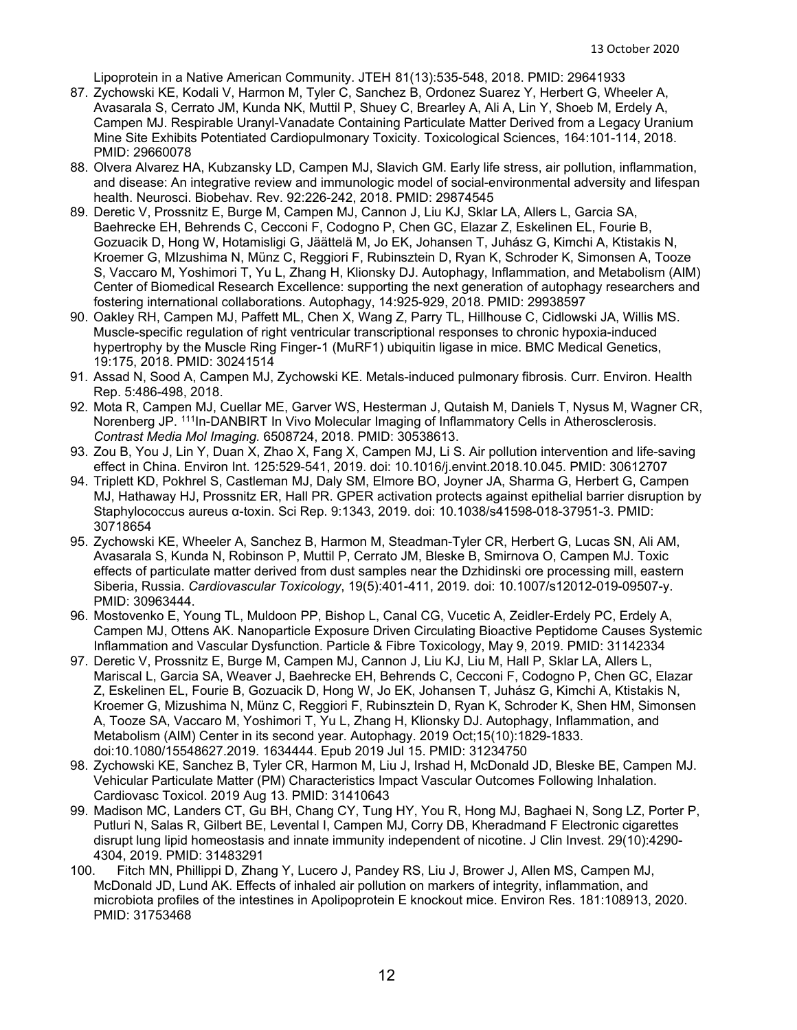Lipoprotein in a Native American Community. JTEH 81(13):535-548, 2018. PMID: 29641933

87. Zychowski KE, Kodali V, Harmon M, Tyler C, Sanchez B, Ordonez Suarez Y, Herbert G, Wheeler A, Avasarala S, Cerrato JM, Kunda NK, Muttil P, Shuey C, Brearley A, Ali A, Lin Y, Shoeb M, Erdely A, Campen MJ. Respirable Uranyl-Vanadate Containing Particulate Matter Derived from a Legacy Uranium Mine Site Exhibits Potentiated Cardiopulmonary Toxicity. Toxicological Sciences, 164:101-114, 2018. PMID: 29660078
88. Olvera Alvarez HA, Kubzansky LD, Campen MJ, Slavich GM. Early life stress, air pollution, inflammation, and disease: An integrative review and immunologic model of social-environmental adversity and lifespan health. Neurosci. Biobehav. Rev. 92:226-242, 2018. PMID: 29874545
89. Deretic V, Prossnitz E, Burge M, Campen MJ, Cannon J, Liu KJ, Sklar LA, Allers L, Garcia SA, Baehrecke EH, Behrends C, Cecconi F, Codogno P, Chen GC, Elazar Z, Eskelinen EL, Fourie B, Gozuacik D, Hong W, Hotamisligi G, Jäättelä M, Jo EK, Johansen T, Juhász G, Kimchi A, Ktistakis N, Kroemer G, MIzushima N, Münz C, Reggiori F, Rubinsztein D, Ryan K, Schroder K, Simonsen A, Tooze S, Vaccaro M, Yoshimori T, Yu L, Zhang H, Klionsky DJ. Autophagy, Inflammation, and Metabolism (AIM) Center of Biomedical Research Excellence: supporting the next generation of autophagy researchers and fostering international collaborations. Autophagy, 14:925-929, 2018. PMID: 29938597
90. Oakley RH, Campen MJ, Paffett ML, Chen X, Wang Z, Parry TL, Hillhouse C, Cidlowski JA, Willis MS. Muscle-specific regulation of right ventricular transcriptional responses to chronic hypoxia-induced hypertrophy by the Muscle Ring Finger-1 (MuRF1) ubiquitin ligase in mice. BMC Medical Genetics, 19:175, 2018. PMID: 30241514
91. Assad N, Sood A, Campen MJ, Zychowski KE. Metals-induced pulmonary fibrosis. Curr. Environ. Health Rep. 5:486-498, 2018.
92. Mota R, Campen MJ, Cuellar ME, Garver WS, Hesterman J, Qutaish M, Daniels T, Nysus M, Wagner CR, Norenberg JP. $^{111}$In-DANBIRT In Vivo Molecular Imaging of Inflammatory Cells in Atherosclerosis. *Contrast Media Mol Imaging.* 6508724, 2018. PMID: 30538613.
93. Zou B, You J, Lin Y, Duan X, Zhao X, Fang X, Campen MJ, Li S. Air pollution intervention and life-saving effect in China. Environ Int. 125:529-541, 2019. doi: 10.1016/j.envint.2018.10.045. PMID: 30612707
94. Triplett KD, Pokhrel S, Castleman MJ, Daly SM, Elmore BO, Joyner JA, Sharma G, Herbert G, Campen MJ, Hathaway HJ, Prossnitz ER, Hall PR. GPER activation protects against epithelial barrier disruption by Staphylococcus aureus α-toxin. Sci Rep. 9:1343, 2019. doi: 10.1038/s41598-018-37951-3. PMID: 30718654
95. Zychowski KE, Wheeler A, Sanchez B, Harmon M, Steadman-Tyler CR, Herbert G, Lucas SN, Ali AM, Avasarala S, Kunda N, Robinson P, Muttil P, Cerrato JM, Bleske B, Smirnova O, Campen MJ. Toxic effects of particulate matter derived from dust samples near the Dzhidinski ore processing mill, eastern Siberia, Russia. *Cardiovascular Toxicology*, 19(5):401-411, 2019. doi: 10.1007/s12012-019-09507-y. PMID: 30963444.
96. Mostovenko E, Young TL, Muldoon PP, Bishop L, Canal CG, Vucetic A, Zeidler-Erdely PC, Erdely A, Campen MJ, Ottens AK. Nanoparticle Exposure Driven Circulating Bioactive Peptidome Causes Systemic Inflammation and Vascular Dysfunction. Particle & Fibre Toxicology, May 9, 2019. PMID: 31142334
97. Deretic V, Prossnitz E, Burge M, Campen MJ, Cannon J, Liu KJ, Liu M, Hall P, Sklar LA, Allers L, Mariscal L, Garcia SA, Weaver J, Baehrecke EH, Behrends C, Cecconi F, Codogno P, Chen GC, Elazar Z, Eskelinen EL, Fourie B, Gozuacik D, Hong W, Jo EK, Johansen T, Juhász G, Kimchi A, Ktistakis N, Kroemer G, Mizushima N, Münz C, Reggiori F, Rubinsztein D, Ryan K, Schroder K, Shen HM, Simonsen A, Tooze SA, Vaccaro M, Yoshimori T, Yu L, Zhang H, Klionsky DJ. Autophagy, Inflammation, and Metabolism (AIM) Center in its second year. Autophagy. 2019 Oct;15(10):1829-1833. doi:10.1080/15548627.2019. 1634444. Epub 2019 Jul 15. PMID: 31234750
98. Zychowski KE, Sanchez B, Tyler CR, Harmon M, Liu J, Irshad H, McDonald JD, Bleske BE, Campen MJ. Vehicular Particulate Matter (PM) Characteristics Impact Vascular Outcomes Following Inhalation. Cardiovasc Toxicol. 2019 Aug 13. PMID: 31410643
99. Madison MC, Landers CT, Gu BH, Chang CY, Tung HY, You R, Hong MJ, Baghaei N, Song LZ, Porter P, Putluri N, Salas R, Gilbert BE, Levental I, Campen MJ, Corry DB, Kheradmand F Electronic cigarettes disrupt lung lipid homeostasis and innate immunity independent of nicotine. J Clin Invest. 29(10):4290-4304, 2019. PMID: 31483291
100. Fitch MN, Phillippi D, Zhang Y, Lucero J, Pandey RS, Liu J, Brower J, Allen MS, Campen MJ, McDonald JD, Lund AK. Effects of inhaled air pollution on markers of integrity, inflammation, and microbiota profiles of the intestines in Apolipoprotein E knockout mice. Environ Res. 181:108913, 2020. PMID: 31753468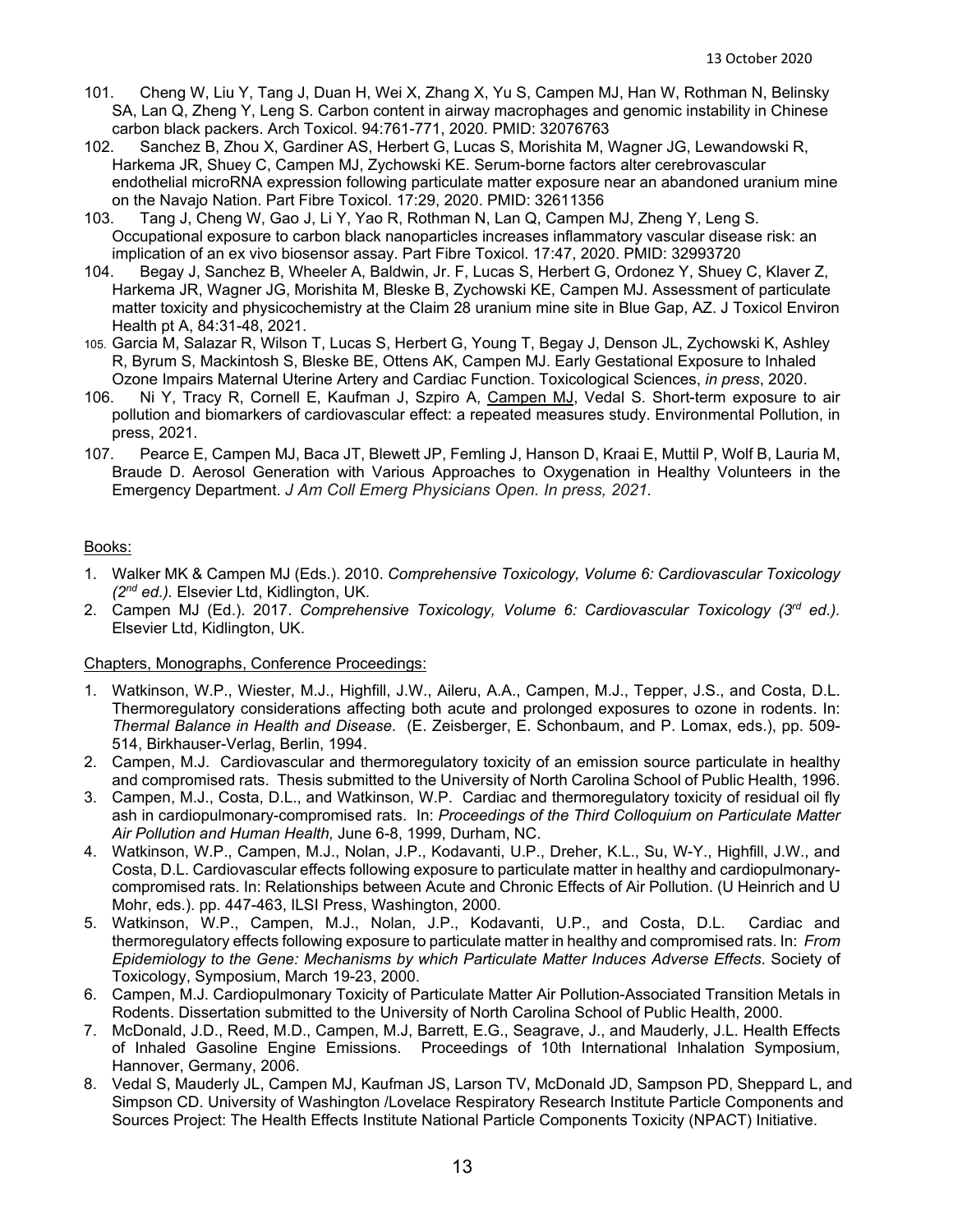101. Cheng W, Liu Y, Tang J, Duan H, Wei X, Zhang X, Yu S, Campen MJ, Han W, Rothman N, Belinsky SA, Lan Q, Zheng Y, Leng S. Carbon content in airway macrophages and genomic instability in Chinese carbon black packers. Arch Toxicol. 94:761-771, 2020. PMID: 32076763
102. Sanchez B, Zhou X, Gardiner AS, Herbert G, Lucas S, Morishita M, Wagner JG, Lewandowski R, Harkema JR, Shuey C, Campen MJ, Zychowski KE. Serum-borne factors alter cerebrovascular endothelial microRNA expression following particulate matter exposure near an abandoned uranium mine on the Navajo Nation. Part Fibre Toxicol. 17:29, 2020. PMID: 32611356
103. Tang J, Cheng W, Gao J, Li Y, Yao R, Rothman N, Lan Q, Campen MJ, Zheng Y, Leng S. Occupational exposure to carbon black nanoparticles increases inflammatory vascular disease risk: an implication of an ex vivo biosensor assay. Part Fibre Toxicol. 17:47, 2020. PMID: 32993720
104. Begay J, Sanchez B, Wheeler A, Baldwin, Jr. F, Lucas S, Herbert G, Ordonez Y, Shuey C, Klaver Z, Harkema JR, Wagner JG, Morishita M, Bleske B, Zychowski KE, Campen MJ. Assessment of particulate matter toxicity and physicochemistry at the Claim 28 uranium mine site in Blue Gap, AZ. J Toxicol Environ Health pt A, 84:31-48, 2021.
105. Garcia M, Salazar R, Wilson T, Lucas S, Herbert G, Young T, Begay J, Denson JL, Zychowski K, Ashley R, Byrum S, Mackintosh S, Bleske BE, Ottens AK, Campen MJ. Early Gestational Exposure to Inhaled Ozone Impairs Maternal Uterine Artery and Cardiac Function. Toxicological Sciences, *in press*, 2020.
106. Ni Y, Tracy R, Cornell E, Kaufman J, Szpiro A, Campen MJ, Vedal S. Short-term exposure to air pollution and biomarkers of cardiovascular effect: a repeated measures study. Environmental Pollution, in press, 2021.
107. Pearce E, Campen MJ, Baca JT, Blewett JP, Femling J, Hanson D, Kraai E, Muttil P, Wolf B, Lauria M, Braude D. Aerosol Generation with Various Approaches to Oxygenation in Healthy Volunteers in the Emergency Department. *J Am Coll Emerg Physicians Open. In press, 2021.*

Books:

1. Walker MK & Campen MJ (Eds.). 2010. *Comprehensive Toxicology, Volume 6: Cardiovascular Toxicology (2nd ed.).* Elsevier Ltd, Kidlington, UK.
2. Campen MJ (Ed.). 2017. *Comprehensive Toxicology, Volume 6: Cardiovascular Toxicology (3rd ed.).* Elsevier Ltd, Kidlington, UK.

Chapters, Monographs, Conference Proceedings:

1. Watkinson, W.P., Wiester, M.J., Highfill, J.W., Aileru, A.A., Campen, M.J., Tepper, J.S., and Costa, D.L. Thermoregulatory considerations affecting both acute and prolonged exposures to ozone in rodents. In: *Thermal Balance in Health and Disease*. (E. Zeisberger, E. Schonbaum, and P. Lomax, eds.), pp. 509-514, Birkhauser-Verlag, Berlin, 1994.
2. Campen, M.J. Cardiovascular and thermoregulatory toxicity of an emission source particulate in healthy and compromised rats. Thesis submitted to the University of North Carolina School of Public Health, 1996.
3. Campen, M.J., Costa, D.L., and Watkinson, W.P. Cardiac and thermoregulatory toxicity of residual oil fly ash in cardiopulmonary-compromised rats. In: *Proceedings of the Third Colloquium on Particulate Matter Air Pollution and Human Health,* June 6-8, 1999, Durham, NC.
4. Watkinson, W.P., Campen, M.J., Nolan, J.P., Kodavanti, U.P., Dreher, K.L., Su, W-Y., Highfill, J.W., and Costa, D.L. Cardiovascular effects following exposure to particulate matter in healthy and cardiopulmonary-compromised rats. In: Relationships between Acute and Chronic Effects of Air Pollution. (U Heinrich and U Mohr, eds.). pp. 447-463, ILSI Press, Washington, 2000.
5. Watkinson, W.P., Campen, M.J., Nolan, J.P., Kodavanti, U.P., and Costa, D.L. Cardiac and thermoregulatory effects following exposure to particulate matter in healthy and compromised rats. In: *From Epidemiology to the Gene: Mechanisms by which Particulate Matter Induces Adverse Effects*. Society of Toxicology, Symposium, March 19-23, 2000.
6. Campen, M.J. Cardiopulmonary Toxicity of Particulate Matter Air Pollution-Associated Transition Metals in Rodents. Dissertation submitted to the University of North Carolina School of Public Health, 2000.
7. McDonald, J.D., Reed, M.D., Campen, M.J, Barrett, E.G., Seagrave, J., and Mauderly, J.L. Health Effects of Inhaled Gasoline Engine Emissions. Proceedings of 10th International Inhalation Symposium, Hannover, Germany, 2006.
8. Vedal S, Mauderly JL, Campen MJ, Kaufman JS, Larson TV, McDonald JD, Sampson PD, Sheppard L, and Simpson CD. University of Washington /Lovelace Respiratory Research Institute Particle Components and Sources Project: The Health Effects Institute National Particle Components Toxicity (NPACT) Initiative.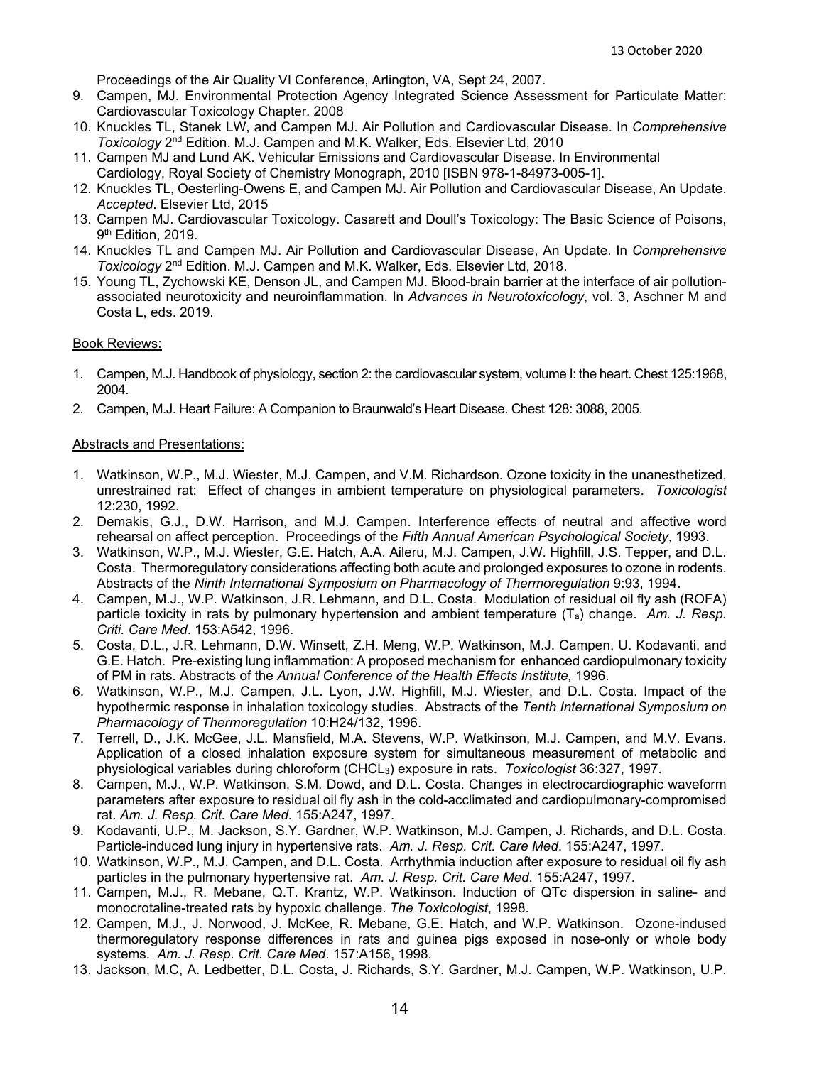Proceedings of the Air Quality VI Conference, Arlington, VA, Sept 24, 2007.

9. Campen, MJ. Environmental Protection Agency Integrated Science Assessment for Particulate Matter: Cardiovascular Toxicology Chapter. 2008
10. Knuckles TL, Stanek LW, and Campen MJ. Air Pollution and Cardiovascular Disease. In *Comprehensive Toxicology* 2nd Edition. M.J. Campen and M.K. Walker, Eds. Elsevier Ltd, 2010
11. Campen MJ and Lund AK. Vehicular Emissions and Cardiovascular Disease. In Environmental Cardiology, Royal Society of Chemistry Monograph, 2010 [ISBN 978-1-84973-005-1].
12. Knuckles TL, Oesterling-Owens E, and Campen MJ. Air Pollution and Cardiovascular Disease, An Update. *Accepted*. Elsevier Ltd, 2015
13. Campen MJ. Cardiovascular Toxicology. Casarett and Doull's Toxicology: The Basic Science of Poisons, 9th Edition, 2019.
14. Knuckles TL and Campen MJ. Air Pollution and Cardiovascular Disease, An Update. In *Comprehensive Toxicology* 2nd Edition. M.J. Campen and M.K. Walker, Eds. Elsevier Ltd, 2018.
15. Young TL, Zychowski KE, Denson JL, and Campen MJ. Blood-brain barrier at the interface of air pollution-associated neurotoxicity and neuroinflammation. In *Advances in Neurotoxicology*, vol. 3, Aschner M and Costa L, eds. 2019.

Book Reviews:

1. Campen, M.J. Handbook of physiology, section 2: the cardiovascular system, volume I: the heart. Chest 125:1968, 2004.
2. Campen, M.J. Heart Failure: A Companion to Braunwald's Heart Disease. Chest 128: 3088, 2005.

Abstracts and Presentations:

1. Watkinson, W.P., M.J. Wiester, M.J. Campen, and V.M. Richardson. Ozone toxicity in the unanesthetized, unrestrained rat: Effect of changes in ambient temperature on physiological parameters. *Toxicologist* 12:230, 1992.
2. Demakis, G.J., D.W. Harrison, and M.J. Campen. Interference effects of neutral and affective word rehearsal on affect perception. Proceedings of the *Fifth Annual American Psychological Society*, 1993.
3. Watkinson, W.P., M.J. Wiester, G.E. Hatch, A.A. Aileru, M.J. Campen, J.W. Highfill, J.S. Tepper, and D.L. Costa. Thermoregulatory considerations affecting both acute and prolonged exposures to ozone in rodents. Abstracts of the *Ninth International Symposium on Pharmacology of Thermoregulation* 9:93, 1994.
4. Campen, M.J., W.P. Watkinson, J.R. Lehmann, and D.L. Costa. Modulation of residual oil fly ash (ROFA) particle toxicity in rats by pulmonary hypertension and ambient temperature ($T_a$) change. *Am. J. Resp. Criti. Care Med*. 153:A542, 1996.
5. Costa, D.L., J.R. Lehmann, D.W. Winsett, Z.H. Meng, W.P. Watkinson, M.J. Campen, U. Kodavanti, and G.E. Hatch. Pre-existing lung inflammation: A proposed mechanism for enhanced cardiopulmonary toxicity of PM in rats. Abstracts of the *Annual Conference of the Health Effects Institute,* 1996.
6. Watkinson, W.P., M.J. Campen, J.L. Lyon, J.W. Highfill, M.J. Wiester, and D.L. Costa. Impact of the hypothermic response in inhalation toxicology studies. Abstracts of the *Tenth International Symposium on Pharmacology of Thermoregulation* 10:H24/132, 1996.
7. Terrell, D., J.K. McGee, J.L. Mansfield, M.A. Stevens, W.P. Watkinson, M.J. Campen, and M.V. Evans. Application of a closed inhalation exposure system for simultaneous measurement of metabolic and physiological variables during chloroform ($CHCL_3$) exposure in rats. *Toxicologist* 36:327, 1997.
8. Campen, M.J., W.P. Watkinson, S.M. Dowd, and D.L. Costa. Changes in electrocardiographic waveform parameters after exposure to residual oil fly ash in the cold-acclimated and cardiopulmonary-compromised rat. *Am. J. Resp. Crit. Care Med*. 155:A247, 1997.
9. Kodavanti, U.P., M. Jackson, S.Y. Gardner, W.P. Watkinson, M.J. Campen, J. Richards, and D.L. Costa. Particle-induced lung injury in hypertensive rats. *Am. J. Resp. Crit. Care Med*. 155:A247, 1997.
10. Watkinson, W.P., M.J. Campen, and D.L. Costa. Arrhythmia induction after exposure to residual oil fly ash particles in the pulmonary hypertensive rat. *Am. J. Resp. Crit. Care Med*. 155:A247, 1997.
11. Campen, M.J., R. Mebane, Q.T. Krantz, W.P. Watkinson. Induction of QTc dispersion in saline- and monocrotaline-treated rats by hypoxic challenge. *The Toxicologist*, 1998.
12. Campen, M.J., J. Norwood, J. McKee, R. Mebane, G.E. Hatch, and W.P. Watkinson. Ozone-indused thermoregulatory response differences in rats and guinea pigs exposed in nose-only or whole body systems. *Am. J. Resp. Crit. Care Med*. 157:A156, 1998.
13. Jackson, M.C, A. Ledbetter, D.L. Costa, J. Richards, S.Y. Gardner, M.J. Campen, W.P. Watkinson, U.P.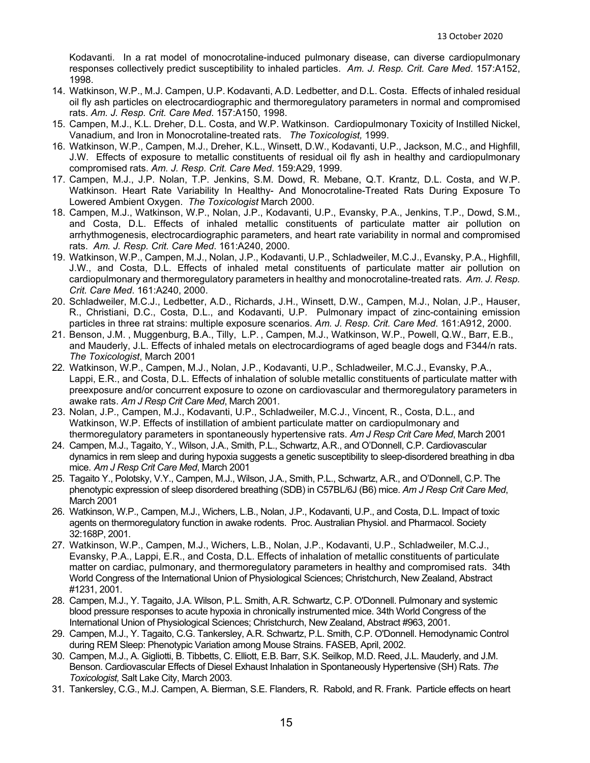Kodavanti. In a rat model of monocrotaline-induced pulmonary disease, can diverse cardiopulmonary responses collectively predict susceptibility to inhaled particles. *Am. J. Resp. Crit. Care Med*. 157:A152, 1998.

14. Watkinson, W.P., M.J. Campen, U.P. Kodavanti, A.D. Ledbetter, and D.L. Costa. Effects of inhaled residual oil fly ash particles on electrocardiographic and thermoregulatory parameters in normal and compromised rats. *Am. J. Resp. Crit. Care Med*. 157:A150, 1998.
15. Campen, M.J., K.L. Dreher, D.L. Costa, and W.P. Watkinson. Cardiopulmonary Toxicity of Instilled Nickel, Vanadium, and Iron in Monocrotaline-treated rats. *The Toxicologist,* 1999.
16. Watkinson, W.P., Campen, M.J., Dreher, K.L., Winsett, D.W., Kodavanti, U.P., Jackson, M.C., and Highfill, J.W. Effects of exposure to metallic constituents of residual oil fly ash in healthy and cardiopulmonary compromised rats. *Am. J. Resp. Crit. Care Med*. 159:A29, 1999.
17. Campen, M.J., J.P. Nolan, T.P. Jenkins, S.M. Dowd, R. Mebane, Q.T. Krantz, D.L. Costa, and W.P. Watkinson. Heart Rate Variability In Healthy- And Monocrotaline-Treated Rats During Exposure To Lowered Ambient Oxygen. *The Toxicologist* March 2000.
18. Campen, M.J., Watkinson, W.P., Nolan, J.P., Kodavanti, U.P., Evansky, P.A., Jenkins, T.P., Dowd, S.M., and Costa, D.L. Effects of inhaled metallic constituents of particulate matter air pollution on arrhythmogenesis, electrocardiographic parameters, and heart rate variability in normal and compromised rats. *Am. J. Resp. Crit. Care Med*. 161:A240, 2000.
19. Watkinson, W.P., Campen, M.J., Nolan, J.P., Kodavanti, U.P., Schladweiler, M.C.J., Evansky, P.A., Highfill, J.W., and Costa, D.L. Effects of inhaled metal constituents of particulate matter air pollution on cardiopulmonary and thermoregulatory parameters in healthy and monocrotaline-treated rats. *Am. J. Resp. Crit. Care Med*. 161:A240, 2000.
20. Schladweiler, M.C.J., Ledbetter, A.D., Richards, J.H., Winsett, D.W., Campen, M.J., Nolan, J.P., Hauser, R., Christiani, D.C., Costa, D.L., and Kodavanti, U.P. Pulmonary impact of zinc-containing emission particles in three rat strains: multiple exposure scenarios. *Am. J. Resp. Crit. Care Med*. 161:A912, 2000.
21. Benson, J.M. , Muggenburg, B.A., Tilly, L.P. , Campen, M.J., Watkinson, W.P., Powell, Q.W., Barr, E.B., and Mauderly, J.L. Effects of inhaled metals on electrocardiograms of aged beagle dogs and F344/n rats. *The Toxicologist*, March 2001
22. Watkinson, W.P., Campen, M.J., Nolan, J.P., Kodavanti, U.P., Schladweiler, M.C.J., Evansky, P.A., Lappi, E.R., and Costa, D.L. Effects of inhalation of soluble metallic constituents of particulate matter with preexposure and/or concurrent exposure to ozone on cardiovascular and thermoregulatory parameters in awake rats. *Am J Resp Crit Care Med*, March 2001.
23. Nolan, J.P., Campen, M.J., Kodavanti, U.P., Schladweiler, M.C.J., Vincent, R., Costa, D.L., and Watkinson, W.P. Effects of instillation of ambient particulate matter on cardiopulmonary and thermoregulatory parameters in spontaneously hypertensive rats. *Am J Resp Crit Care Med*, March 2001
24. Campen, M.J., Tagaito, Y., Wilson, J.A., Smith, P.L., Schwartz, A.R., and O'Donnell, C.P. Cardiovascular dynamics in rem sleep and during hypoxia suggests a genetic susceptibility to sleep-disordered breathing in dba mice. *Am J Resp Crit Care Med*, March 2001
25. Tagaito Y., Polotsky, V.Y., Campen, M.J., Wilson, J.A., Smith, P.L., Schwartz, A.R., and O'Donnell, C.P. The phenotypic expression of sleep disordered breathing (SDB) in C57BL/6J (B6) mice. *Am J Resp Crit Care Med*, March 2001
26. Watkinson, W.P., Campen, M.J., Wichers, L.B., Nolan, J.P., Kodavanti, U.P., and Costa, D.L. Impact of toxic agents on thermoregulatory function in awake rodents. Proc. Australian Physiol. and Pharmacol. Society 32:168P, 2001.
27. Watkinson, W.P., Campen, M.J., Wichers, L.B., Nolan, J.P., Kodavanti, U.P., Schladweiler, M.C.J., Evansky, P.A., Lappi, E.R., and Costa, D.L. Effects of inhalation of metallic constituents of particulate matter on cardiac, pulmonary, and thermoregulatory parameters in healthy and compromised rats. 34th World Congress of the International Union of Physiological Sciences; Christchurch, New Zealand, Abstract #1231, 2001.
28. Campen, M.J., Y. Tagaito, J.A. Wilson, P.L. Smith, A.R. Schwartz, C.P. O'Donnell. Pulmonary and systemic blood pressure responses to acute hypoxia in chronically instrumented mice. 34th World Congress of the International Union of Physiological Sciences; Christchurch, New Zealand, Abstract #963, 2001.
29. Campen, M.J., Y. Tagaito, C.G. Tankersley, A.R. Schwartz, P.L. Smith, C.P. O'Donnell. Hemodynamic Control during REM Sleep: Phenotypic Variation among Mouse Strains. FASEB, April, 2002.
30. Campen, M.J., A. Gigliotti, B. Tibbetts, C. Elliott, E.B. Barr, S.K. Seilkop, M.D. Reed, J.L. Mauderly, and J.M. Benson. Cardiovascular Effects of Diesel Exhaust Inhalation in Spontaneously Hypertensive (SH) Rats. *The Toxicologist,* Salt Lake City, March 2003.
31. Tankersley, C.G., M.J. Campen, A. Bierman, S.E. Flanders, R. Rabold, and R. Frank. Particle effects on heart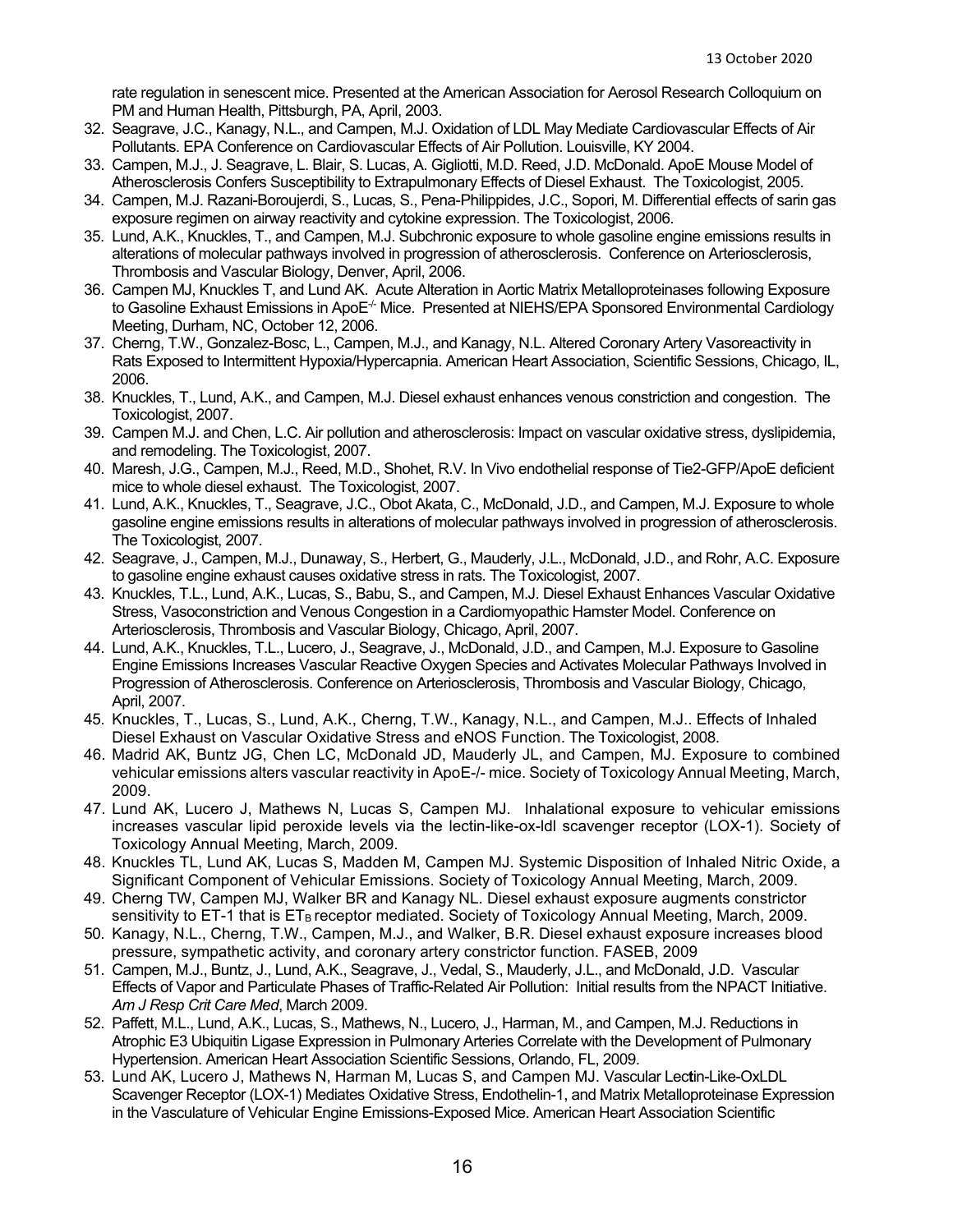rate regulation in senescent mice. Presented at the American Association for Aerosol Research Colloquium on PM and Human Health, Pittsburgh, PA, April, 2003.

32. Seagrave, J.C., Kanagy, N.L., and Campen, M.J. Oxidation of LDL May Mediate Cardiovascular Effects of Air Pollutants. EPA Conference on Cardiovascular Effects of Air Pollution. Louisville, KY 2004.
33. Campen, M.J., J. Seagrave, L. Blair, S. Lucas, A. Gigliotti, M.D. Reed, J.D. McDonald. ApoE Mouse Model of Atherosclerosis Confers Susceptibility to Extrapulmonary Effects of Diesel Exhaust. The Toxicologist, 2005.
34. Campen, M.J. Razani-Boroujerdi, S., Lucas, S., Pena-Philippides, J.C., Sopori, M. Differential effects of sarin gas exposure regimen on airway reactivity and cytokine expression. The Toxicologist, 2006.
35. Lund, A.K., Knuckles, T., and Campen, M.J. Subchronic exposure to whole gasoline engine emissions results in alterations of molecular pathways involved in progression of atherosclerosis. Conference on Arteriosclerosis, Thrombosis and Vascular Biology, Denver, April, 2006.
36. Campen MJ, Knuckles T, and Lund AK. Acute Alteration in Aortic Matrix Metalloproteinases following Exposure to Gasoline Exhaust Emissions in $ApoE^{-/-}$ Mice. Presented at NIEHS/EPA Sponsored Environmental Cardiology Meeting, Durham, NC, October 12, 2006.
37. Cherng, T.W., Gonzalez-Bosc, L., Campen, M.J., and Kanagy, N.L. Altered Coronary Artery Vasoreactivity in Rats Exposed to Intermittent Hypoxia/Hypercapnia. American Heart Association, Scientific Sessions, Chicago, IL, 2006.
38. Knuckles, T., Lund, A.K., and Campen, M.J. Diesel exhaust enhances venous constriction and congestion. The Toxicologist, 2007.
39. Campen M.J. and Chen, L.C. Air pollution and atherosclerosis: Impact on vascular oxidative stress, dyslipidemia, and remodeling. The Toxicologist, 2007.
40. Maresh, J.G., Campen, M.J., Reed, M.D., Shohet, R.V. In Vivo endothelial response of Tie2-GFP/ApoE deficient mice to whole diesel exhaust. The Toxicologist, 2007.
41. Lund, A.K., Knuckles, T., Seagrave, J.C., Obot Akata, C., McDonald, J.D., and Campen, M.J. Exposure to whole gasoline engine emissions results in alterations of molecular pathways involved in progression of atherosclerosis. The Toxicologist, 2007.
42. Seagrave, J., Campen, M.J., Dunaway, S., Herbert, G., Mauderly, J.L., McDonald, J.D., and Rohr, A.C. Exposure to gasoline engine exhaust causes oxidative stress in rats. The Toxicologist, 2007.
43. Knuckles, T.L., Lund, A.K., Lucas, S., Babu, S., and Campen, M.J. Diesel Exhaust Enhances Vascular Oxidative Stress, Vasoconstriction and Venous Congestion in a Cardiomyopathic Hamster Model. Conference on Arteriosclerosis, Thrombosis and Vascular Biology, Chicago, April, 2007.
44. Lund, A.K., Knuckles, T.L., Lucero, J., Seagrave, J., McDonald, J.D., and Campen, M.J. Exposure to Gasoline Engine Emissions Increases Vascular Reactive Oxygen Species and Activates Molecular Pathways Involved in Progression of Atherosclerosis. Conference on Arteriosclerosis, Thrombosis and Vascular Biology, Chicago, April, 2007.
45. Knuckles, T., Lucas, S., Lund, A.K., Cherng, T.W., Kanagy, N.L., and Campen, M.J.. Effects of Inhaled Diesel Exhaust on Vascular Oxidative Stress and eNOS Function. The Toxicologist, 2008.
46. Madrid AK, Buntz JG, Chen LC, McDonald JD, Mauderly JL, and Campen, MJ. Exposure to combined vehicular emissions alters vascular reactivity in ApoE-/- mice. Society of Toxicology Annual Meeting, March, 2009.
47. Lund AK, Lucero J, Mathews N, Lucas S, Campen MJ. Inhalational exposure to vehicular emissions increases vascular lipid peroxide levels via the lectin-like-ox-ldl scavenger receptor (LOX-1). Society of Toxicology Annual Meeting, March, 2009.
48. Knuckles TL, Lund AK, Lucas S, Madden M, Campen MJ. Systemic Disposition of Inhaled Nitric Oxide, a Significant Component of Vehicular Emissions. Society of Toxicology Annual Meeting, March, 2009.
49. Cherng TW, Campen MJ, Walker BR and Kanagy NL. Diesel exhaust exposure augments constrictor sensitivity to ET-1 that is $ET_B$ receptor mediated. Society of Toxicology Annual Meeting, March, 2009.
50. Kanagy, N.L., Cherng, T.W., Campen, M.J., and Walker, B.R. Diesel exhaust exposure increases blood pressure, sympathetic activity, and coronary artery constrictor function. FASEB, 2009
51. Campen, M.J., Buntz, J., Lund, A.K., Seagrave, J., Vedal, S., Mauderly, J.L., and McDonald, J.D. Vascular Effects of Vapor and Particulate Phases of Traffic-Related Air Pollution: Initial results from the NPACT Initiative. *Am J Resp Crit Care Med*, March 2009.
52. Paffett, M.L., Lund, A.K., Lucas, S., Mathews, N., Lucero, J., Harman, M., and Campen, M.J. Reductions in Atrophic E3 Ubiquitin Ligase Expression in Pulmonary Arteries Correlate with the Development of Pulmonary Hypertension. American Heart Association Scientific Sessions, Orlando, FL, 2009.
53. Lund AK, Lucero J, Mathews N, Harman M, Lucas S, and Campen MJ. Vascular Lectin-Like-OxLDL Scavenger Receptor (LOX-1) Mediates Oxidative Stress, Endothelin-1, and Matrix Metalloproteinase Expression in the Vasculature of Vehicular Engine Emissions-Exposed Mice. American Heart Association Scientific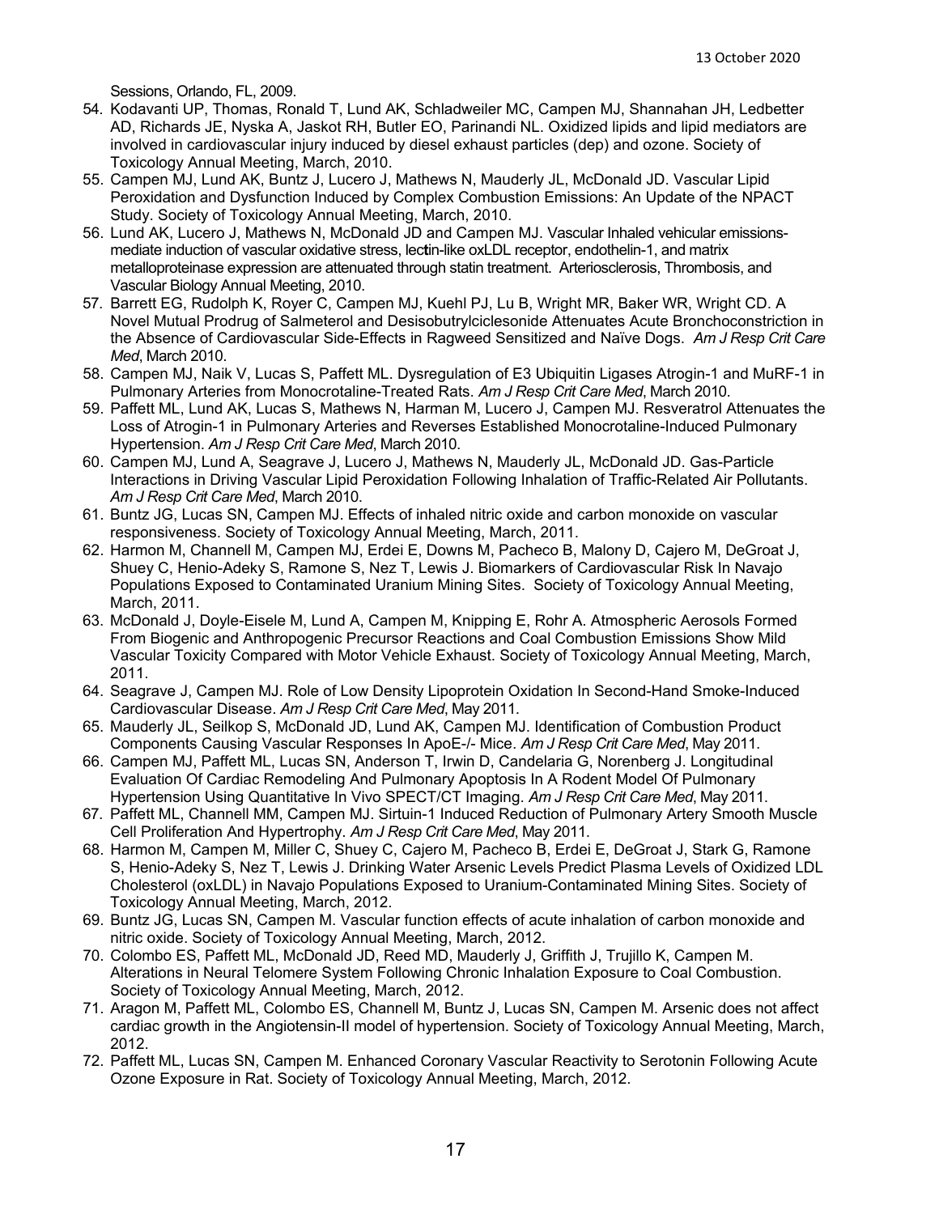Sessions, Orlando, FL, 2009.

54. Kodavanti UP, Thomas, Ronald T, Lund AK, Schladweiler MC, Campen MJ, Shannahan JH, Ledbetter AD, Richards JE, Nyska A, Jaskot RH, Butler EO, Parinandi NL. Oxidized lipids and lipid mediators are involved in cardiovascular injury induced by diesel exhaust particles (dep) and ozone. Society of Toxicology Annual Meeting, March, 2010.
55. Campen MJ, Lund AK, Buntz J, Lucero J, Mathews N, Mauderly JL, McDonald JD. Vascular Lipid Peroxidation and Dysfunction Induced by Complex Combustion Emissions: An Update of the NPACT Study. Society of Toxicology Annual Meeting, March, 2010.
56. Lund AK, Lucero J, Mathews N, McDonald JD and Campen MJ. Vascular Inhaled vehicular emissions-mediate induction of vascular oxidative stress, lectin-like oxLDL receptor, endothelin-1, and matrix metalloproteinase expression are attenuated through statin treatment. Arteriosclerosis, Thrombosis, and Vascular Biology Annual Meeting, 2010.
57. Barrett EG, Rudolph K, Royer C, Campen MJ, Kuehl PJ, Lu B, Wright MR, Baker WR, Wright CD. A Novel Mutual Prodrug of Salmeterol and Desisobutrylciclesonide Attenuates Acute Bronchoconstriction in the Absence of Cardiovascular Side-Effects in Ragweed Sensitized and Naïve Dogs. *Am J Resp Crit Care Med*, March 2010.
58. Campen MJ, Naik V, Lucas S, Paffett ML. Dysregulation of E3 Ubiquitin Ligases Atrogin-1 and MuRF-1 in Pulmonary Arteries from Monocrotaline-Treated Rats. *Am J Resp Crit Care Med*, March 2010.
59. Paffett ML, Lund AK, Lucas S, Mathews N, Harman M, Lucero J, Campen MJ. Resveratrol Attenuates the Loss of Atrogin-1 in Pulmonary Arteries and Reverses Established Monocrotaline-Induced Pulmonary Hypertension. *Am J Resp Crit Care Med*, March 2010.
60. Campen MJ, Lund A, Seagrave J, Lucero J, Mathews N, Mauderly JL, McDonald JD. Gas-Particle Interactions in Driving Vascular Lipid Peroxidation Following Inhalation of Traffic-Related Air Pollutants. *Am J Resp Crit Care Med*, March 2010.
61. Buntz JG, Lucas SN, Campen MJ. Effects of inhaled nitric oxide and carbon monoxide on vascular responsiveness. Society of Toxicology Annual Meeting, March, 2011.
62. Harmon M, Channell M, Campen MJ, Erdei E, Downs M, Pacheco B, Malony D, Cajero M, DeGroat J, Shuey C, Henio-Adeky S, Ramone S, Nez T, Lewis J. Biomarkers of Cardiovascular Risk In Navajo Populations Exposed to Contaminated Uranium Mining Sites. Society of Toxicology Annual Meeting, March, 2011.
63. McDonald J, Doyle-Eisele M, Lund A, Campen M, Knipping E, Rohr A. Atmospheric Aerosols Formed From Biogenic and Anthropogenic Precursor Reactions and Coal Combustion Emissions Show Mild Vascular Toxicity Compared with Motor Vehicle Exhaust. Society of Toxicology Annual Meeting, March, 2011.
64. Seagrave J, Campen MJ. Role of Low Density Lipoprotein Oxidation In Second-Hand Smoke-Induced Cardiovascular Disease. *Am J Resp Crit Care Med*, May 2011.
65. Mauderly JL, Seilkop S, McDonald JD, Lund AK, Campen MJ. Identification of Combustion Product Components Causing Vascular Responses In ApoE-/- Mice. *Am J Resp Crit Care Med*, May 2011.
66. Campen MJ, Paffett ML, Lucas SN, Anderson T, Irwin D, Candelaria G, Norenberg J. Longitudinal Evaluation Of Cardiac Remodeling And Pulmonary Apoptosis In A Rodent Model Of Pulmonary Hypertension Using Quantitative In Vivo SPECT/CT Imaging. *Am J Resp Crit Care Med*, May 2011.
67. Paffett ML, Channell MM, Campen MJ. Sirtuin-1 Induced Reduction of Pulmonary Artery Smooth Muscle Cell Proliferation And Hypertrophy. *Am J Resp Crit Care Med*, May 2011.
68. Harmon M, Campen M, Miller C, Shuey C, Cajero M, Pacheco B, Erdei E, DeGroat J, Stark G, Ramone S, Henio-Adeky S, Nez T, Lewis J. Drinking Water Arsenic Levels Predict Plasma Levels of Oxidized LDL Cholesterol (oxLDL) in Navajo Populations Exposed to Uranium-Contaminated Mining Sites. Society of Toxicology Annual Meeting, March, 2012.
69. Buntz JG, Lucas SN, Campen M. Vascular function effects of acute inhalation of carbon monoxide and nitric oxide. Society of Toxicology Annual Meeting, March, 2012.
70. Colombo ES, Paffett ML, McDonald JD, Reed MD, Mauderly J, Griffith J, Trujillo K, Campen M. Alterations in Neural Telomere System Following Chronic Inhalation Exposure to Coal Combustion. Society of Toxicology Annual Meeting, March, 2012.
71. Aragon M, Paffett ML, Colombo ES, Channell M, Buntz J, Lucas SN, Campen M. Arsenic does not affect cardiac growth in the Angiotensin-II model of hypertension. Society of Toxicology Annual Meeting, March, 2012.
72. Paffett ML, Lucas SN, Campen M. Enhanced Coronary Vascular Reactivity to Serotonin Following Acute Ozone Exposure in Rat. Society of Toxicology Annual Meeting, March, 2012.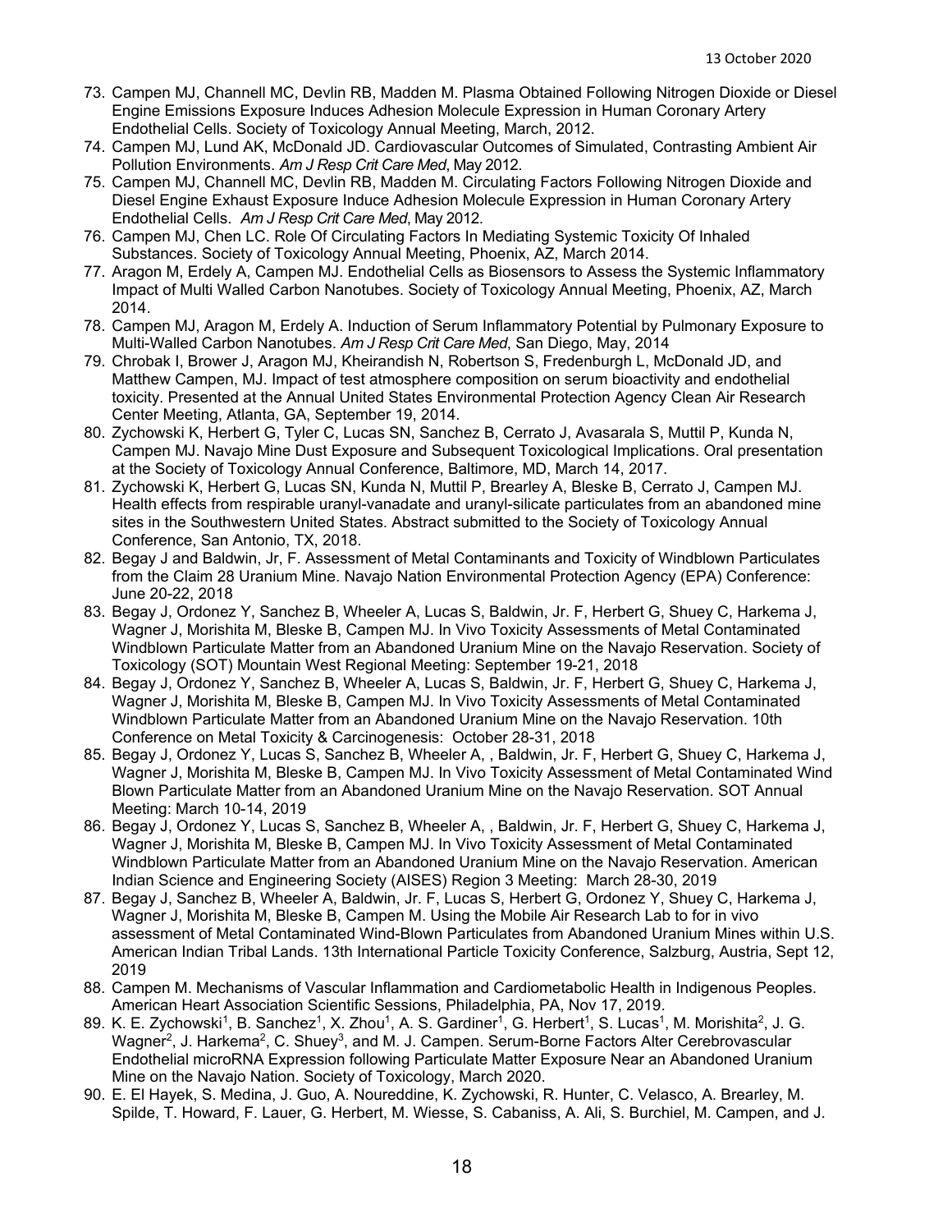73. Campen MJ, Channell MC, Devlin RB, Madden M. Plasma Obtained Following Nitrogen Dioxide or Diesel Engine Emissions Exposure Induces Adhesion Molecule Expression in Human Coronary Artery Endothelial Cells. Society of Toxicology Annual Meeting, March, 2012.
74. Campen MJ, Lund AK, McDonald JD. Cardiovascular Outcomes of Simulated, Contrasting Ambient Air Pollution Environments. *Am J Resp Crit Care Med*, May 2012.
75. Campen MJ, Channell MC, Devlin RB, Madden M. Circulating Factors Following Nitrogen Dioxide and Diesel Engine Exhaust Exposure Induce Adhesion Molecule Expression in Human Coronary Artery Endothelial Cells. *Am J Resp Crit Care Med*, May 2012.
76. Campen MJ, Chen LC. Role Of Circulating Factors In Mediating Systemic Toxicity Of Inhaled Substances. Society of Toxicology Annual Meeting, Phoenix, AZ, March 2014.
77. Aragon M, Erdely A, Campen MJ. Endothelial Cells as Biosensors to Assess the Systemic Inflammatory Impact of Multi Walled Carbon Nanotubes. Society of Toxicology Annual Meeting, Phoenix, AZ, March 2014.
78. Campen MJ, Aragon M, Erdely A. Induction of Serum Inflammatory Potential by Pulmonary Exposure to Multi-Walled Carbon Nanotubes. *Am J Resp Crit Care Med*, San Diego, May, 2014
79. Chrobak I, Brower J, Aragon MJ, Kheirandish N, Robertson S, Fredenburgh L, McDonald JD, and Matthew Campen, MJ. Impact of test atmosphere composition on serum bioactivity and endothelial toxicity. Presented at the Annual United States Environmental Protection Agency Clean Air Research Center Meeting, Atlanta, GA, September 19, 2014.
80. Zychowski K, Herbert G, Tyler C, Lucas SN, Sanchez B, Cerrato J, Avasarala S, Muttil P, Kunda N, Campen MJ. Navajo Mine Dust Exposure and Subsequent Toxicological Implications. Oral presentation at the Society of Toxicology Annual Conference, Baltimore, MD, March 14, 2017.
81. Zychowski K, Herbert G, Lucas SN, Kunda N, Muttil P, Brearley A, Bleske B, Cerrato J, Campen MJ. Health effects from respirable uranyl-vanadate and uranyl-silicate particulates from an abandoned mine sites in the Southwestern United States. Abstract submitted to the Society of Toxicology Annual Conference, San Antonio, TX, 2018.
82. Begay J and Baldwin, Jr, F. Assessment of Metal Contaminants and Toxicity of Windblown Particulates from the Claim 28 Uranium Mine. Navajo Nation Environmental Protection Agency (EPA) Conference: June 20-22, 2018
83. Begay J, Ordonez Y, Sanchez B, Wheeler A, Lucas S, Baldwin, Jr. F, Herbert G, Shuey C, Harkema J, Wagner J, Morishita M, Bleske B, Campen MJ. In Vivo Toxicity Assessments of Metal Contaminated Windblown Particulate Matter from an Abandoned Uranium Mine on the Navajo Reservation. Society of Toxicology (SOT) Mountain West Regional Meeting: September 19-21, 2018
84. Begay J, Ordonez Y, Sanchez B, Wheeler A, Lucas S, Baldwin, Jr. F, Herbert G, Shuey C, Harkema J, Wagner J, Morishita M, Bleske B, Campen MJ. In Vivo Toxicity Assessments of Metal Contaminated Windblown Particulate Matter from an Abandoned Uranium Mine on the Navajo Reservation. 10th Conference on Metal Toxicity & Carcinogenesis: October 28-31, 2018
85. Begay J, Ordonez Y, Lucas S, Sanchez B, Wheeler A, , Baldwin, Jr. F, Herbert G, Shuey C, Harkema J, Wagner J, Morishita M, Bleske B, Campen MJ. In Vivo Toxicity Assessment of Metal Contaminated Wind Blown Particulate Matter from an Abandoned Uranium Mine on the Navajo Reservation. SOT Annual Meeting: March 10-14, 2019
86. Begay J, Ordonez Y, Lucas S, Sanchez B, Wheeler A, , Baldwin, Jr. F, Herbert G, Shuey C, Harkema J, Wagner J, Morishita M, Bleske B, Campen MJ. In Vivo Toxicity Assessment of Metal Contaminated Windblown Particulate Matter from an Abandoned Uranium Mine on the Navajo Reservation. American Indian Science and Engineering Society (AISES) Region 3 Meeting: March 28-30, 2019
87. Begay J, Sanchez B, Wheeler A, Baldwin, Jr. F, Lucas S, Herbert G, Ordonez Y, Shuey C, Harkema J, Wagner J, Morishita M, Bleske B, Campen M. Using the Mobile Air Research Lab to for in vivo assessment of Metal Contaminated Wind-Blown Particulates from Abandoned Uranium Mines within U.S. American Indian Tribal Lands. 13th International Particle Toxicity Conference, Salzburg, Austria, Sept 12, 2019
88. Campen M. Mechanisms of Vascular Inflammation and Cardiometabolic Health in Indigenous Peoples. American Heart Association Scientific Sessions, Philadelphia, PA, Nov 17, 2019.
89. K. E. Zychowski[1], B. Sanchez[1], X. Zhou[1], A. S. Gardiner[1], G. Herbert[1], S. Lucas[1], M. Morishita[2], J. G. Wagner[2], J. Harkema[2], C. Shuey[3], and M. J. Campen. Serum-Borne Factors Alter Cerebrovascular Endothelial microRNA Expression following Particulate Matter Exposure Near an Abandoned Uranium Mine on the Navajo Nation. Society of Toxicology, March 2020.
90. E. El Hayek, S. Medina, J. Guo, A. Noureddine, K. Zychowski, R. Hunter, C. Velasco, A. Brearley, M. Spilde, T. Howard, F. Lauer, G. Herbert, M. Wiesse, S. Cabaniss, A. Ali, S. Burchiel, M. Campen, and J.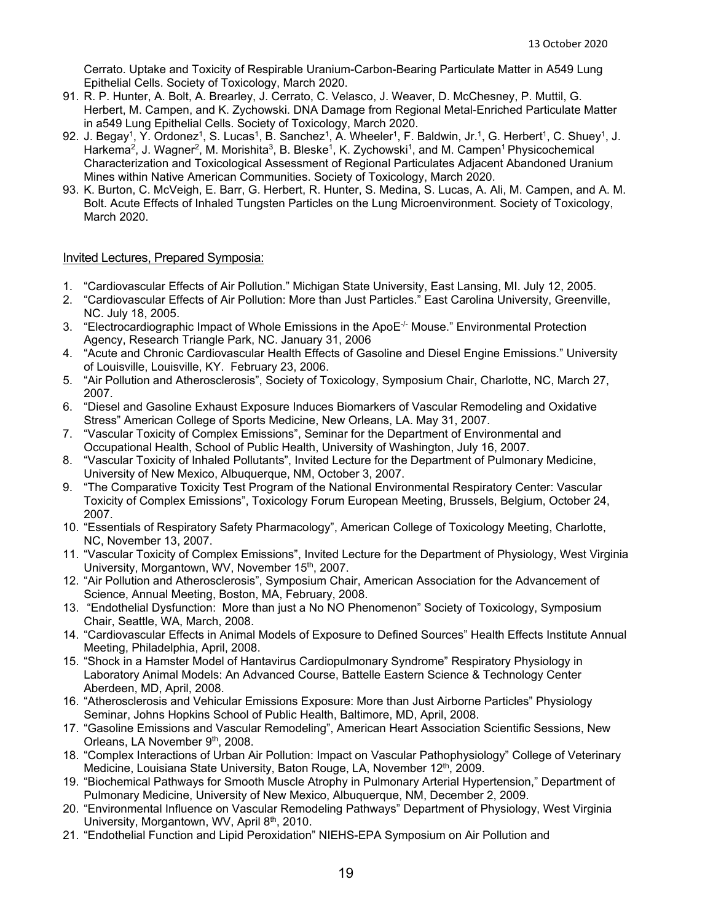Cerrato. Uptake and Toxicity of Respirable Uranium-Carbon-Bearing Particulate Matter in A549 Lung Epithelial Cells. Society of Toxicology, March 2020.

91. R. P. Hunter, A. Bolt, A. Brearley, J. Cerrato, C. Velasco, J. Weaver, D. McChesney, P. Muttil, G. Herbert, M. Campen, and K. Zychowski. DNA Damage from Regional Metal-Enriched Particulate Matter in a549 Lung Epithelial Cells. Society of Toxicology, March 2020.
92. J. Begay[1], Y. Ordonez[1], S. Lucas[1], B. Sanchez[1], A. Wheeler[1], F. Baldwin, Jr.[1], G. Herbert[1], C. Shuey[1], J. Harkema[2], J. Wagner[2], M. Morishita[3], B. Bleske[1], K. Zychowski[1], and M. Campen[1] Physicochemical Characterization and Toxicological Assessment of Regional Particulates Adjacent Abandoned Uranium Mines within Native American Communities. Society of Toxicology, March 2020.
93. K. Burton, C. McVeigh, E. Barr, G. Herbert, R. Hunter, S. Medina, S. Lucas, A. Ali, M. Campen, and A. M. Bolt. Acute Effects of Inhaled Tungsten Particles on the Lung Microenvironment. Society of Toxicology, March 2020.

Invited Lectures, Prepared Symposia:

1. "Cardiovascular Effects of Air Pollution." Michigan State University, East Lansing, MI. July 12, 2005.
2. "Cardiovascular Effects of Air Pollution: More than Just Particles." East Carolina University, Greenville, NC. July 18, 2005.
3. "Electrocardiographic Impact of Whole Emissions in the ApoE$^{-/-}$ Mouse." Environmental Protection Agency, Research Triangle Park, NC. January 31, 2006
4. "Acute and Chronic Cardiovascular Health Effects of Gasoline and Diesel Engine Emissions." University of Louisville, Louisville, KY. February 23, 2006.
5. "Air Pollution and Atherosclerosis", Society of Toxicology, Symposium Chair, Charlotte, NC, March 27, 2007.
6. "Diesel and Gasoline Exhaust Exposure Induces Biomarkers of Vascular Remodeling and Oxidative Stress" American College of Sports Medicine, New Orleans, LA. May 31, 2007.
7. "Vascular Toxicity of Complex Emissions", Seminar for the Department of Environmental and Occupational Health, School of Public Health, University of Washington, July 16, 2007.
8. "Vascular Toxicity of Inhaled Pollutants", Invited Lecture for the Department of Pulmonary Medicine, University of New Mexico, Albuquerque, NM, October 3, 2007.
9. "The Comparative Toxicity Test Program of the National Environmental Respiratory Center: Vascular Toxicity of Complex Emissions", Toxicology Forum European Meeting, Brussels, Belgium, October 24, 2007.
10. "Essentials of Respiratory Safety Pharmacology", American College of Toxicology Meeting, Charlotte, NC, November 13, 2007.
11. "Vascular Toxicity of Complex Emissions", Invited Lecture for the Department of Physiology, West Virginia University, Morgantown, WV, November 15th, 2007.
12. "Air Pollution and Atherosclerosis", Symposium Chair, American Association for the Advancement of Science, Annual Meeting, Boston, MA, February, 2008.
13. "Endothelial Dysfunction: More than just a No NO Phenomenon" Society of Toxicology, Symposium Chair, Seattle, WA, March, 2008.
14. "Cardiovascular Effects in Animal Models of Exposure to Defined Sources" Health Effects Institute Annual Meeting, Philadelphia, April, 2008.
15. "Shock in a Hamster Model of Hantavirus Cardiopulmonary Syndrome" Respiratory Physiology in Laboratory Animal Models: An Advanced Course, Battelle Eastern Science & Technology Center Aberdeen, MD, April, 2008.
16. "Atherosclerosis and Vehicular Emissions Exposure: More than Just Airborne Particles" Physiology Seminar, Johns Hopkins School of Public Health, Baltimore, MD, April, 2008.
17. "Gasoline Emissions and Vascular Remodeling", American Heart Association Scientific Sessions, New Orleans, LA November 9th, 2008.
18. "Complex Interactions of Urban Air Pollution: Impact on Vascular Pathophysiology" College of Veterinary Medicine, Louisiana State University, Baton Rouge, LA, November 12th, 2009.
19. "Biochemical Pathways for Smooth Muscle Atrophy in Pulmonary Arterial Hypertension," Department of Pulmonary Medicine, University of New Mexico, Albuquerque, NM, December 2, 2009.
20. "Environmental Influence on Vascular Remodeling Pathways" Department of Physiology, West Virginia University, Morgantown, WV, April 8th, 2010.
21. "Endothelial Function and Lipid Peroxidation" NIEHS-EPA Symposium on Air Pollution and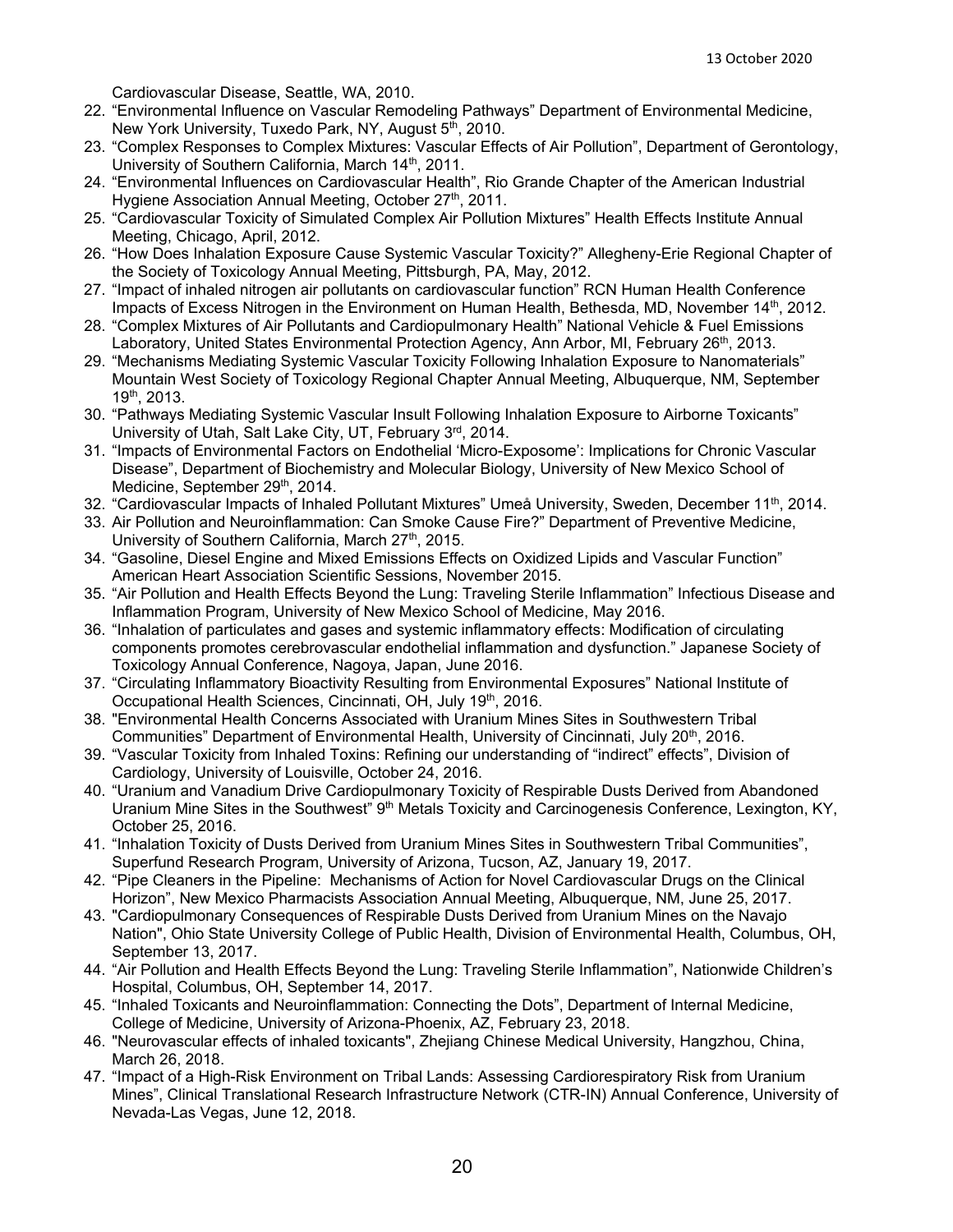Cardiovascular Disease, Seattle, WA, 2010.

22. "Environmental Influence on Vascular Remodeling Pathways" Department of Environmental Medicine, New York University, Tuxedo Park, NY, August 5th, 2010.
23. "Complex Responses to Complex Mixtures: Vascular Effects of Air Pollution", Department of Gerontology, University of Southern California, March 14th, 2011.
24. "Environmental Influences on Cardiovascular Health", Rio Grande Chapter of the American Industrial Hygiene Association Annual Meeting, October 27th, 2011.
25. "Cardiovascular Toxicity of Simulated Complex Air Pollution Mixtures" Health Effects Institute Annual Meeting, Chicago, April, 2012.
26. "How Does Inhalation Exposure Cause Systemic Vascular Toxicity?" Allegheny-Erie Regional Chapter of the Society of Toxicology Annual Meeting, Pittsburgh, PA, May, 2012.
27. "Impact of inhaled nitrogen air pollutants on cardiovascular function" RCN Human Health Conference Impacts of Excess Nitrogen in the Environment on Human Health, Bethesda, MD, November 14th, 2012.
28. "Complex Mixtures of Air Pollutants and Cardiopulmonary Health" National Vehicle & Fuel Emissions Laboratory, United States Environmental Protection Agency, Ann Arbor, MI, February 26th, 2013.
29. "Mechanisms Mediating Systemic Vascular Toxicity Following Inhalation Exposure to Nanomaterials" Mountain West Society of Toxicology Regional Chapter Annual Meeting, Albuquerque, NM, September 19th, 2013.
30. "Pathways Mediating Systemic Vascular Insult Following Inhalation Exposure to Airborne Toxicants" University of Utah, Salt Lake City, UT, February 3rd, 2014.
31. "Impacts of Environmental Factors on Endothelial 'Micro-Exposome': Implications for Chronic Vascular Disease", Department of Biochemistry and Molecular Biology, University of New Mexico School of Medicine, September 29th, 2014.
32. "Cardiovascular Impacts of Inhaled Pollutant Mixtures" Umeå University, Sweden, December 11th, 2014.
33. Air Pollution and Neuroinflammation: Can Smoke Cause Fire?" Department of Preventive Medicine, University of Southern California, March 27th, 2015.
34. "Gasoline, Diesel Engine and Mixed Emissions Effects on Oxidized Lipids and Vascular Function" American Heart Association Scientific Sessions, November 2015.
35. "Air Pollution and Health Effects Beyond the Lung: Traveling Sterile Inflammation" Infectious Disease and Inflammation Program, University of New Mexico School of Medicine, May 2016.
36. "Inhalation of particulates and gases and systemic inflammatory effects: Modification of circulating components promotes cerebrovascular endothelial inflammation and dysfunction." Japanese Society of Toxicology Annual Conference, Nagoya, Japan, June 2016.
37. "Circulating Inflammatory Bioactivity Resulting from Environmental Exposures" National Institute of Occupational Health Sciences, Cincinnati, OH, July 19th, 2016.
38. "Environmental Health Concerns Associated with Uranium Mines Sites in Southwestern Tribal Communities" Department of Environmental Health, University of Cincinnati, July 20th, 2016.
39. "Vascular Toxicity from Inhaled Toxins: Refining our understanding of "indirect" effects", Division of Cardiology, University of Louisville, October 24, 2016.
40. "Uranium and Vanadium Drive Cardiopulmonary Toxicity of Respirable Dusts Derived from Abandoned Uranium Mine Sites in the Southwest" 9th Metals Toxicity and Carcinogenesis Conference, Lexington, KY, October 25, 2016.
41. "Inhalation Toxicity of Dusts Derived from Uranium Mines Sites in Southwestern Tribal Communities", Superfund Research Program, University of Arizona, Tucson, AZ, January 19, 2017.
42. "Pipe Cleaners in the Pipeline: Mechanisms of Action for Novel Cardiovascular Drugs on the Clinical Horizon", New Mexico Pharmacists Association Annual Meeting, Albuquerque, NM, June 25, 2017.
43. "Cardiopulmonary Consequences of Respirable Dusts Derived from Uranium Mines on the Navajo Nation", Ohio State University College of Public Health, Division of Environmental Health, Columbus, OH, September 13, 2017.
44. "Air Pollution and Health Effects Beyond the Lung: Traveling Sterile Inflammation", Nationwide Children's Hospital, Columbus, OH, September 14, 2017.
45. "Inhaled Toxicants and Neuroinflammation: Connecting the Dots", Department of Internal Medicine, College of Medicine, University of Arizona-Phoenix, AZ, February 23, 2018.
46. "Neurovascular effects of inhaled toxicants", Zhejiang Chinese Medical University, Hangzhou, China, March 26, 2018.
47. "Impact of a High-Risk Environment on Tribal Lands: Assessing Cardiorespiratory Risk from Uranium Mines", Clinical Translational Research Infrastructure Network (CTR-IN) Annual Conference, University of Nevada-Las Vegas, June 12, 2018.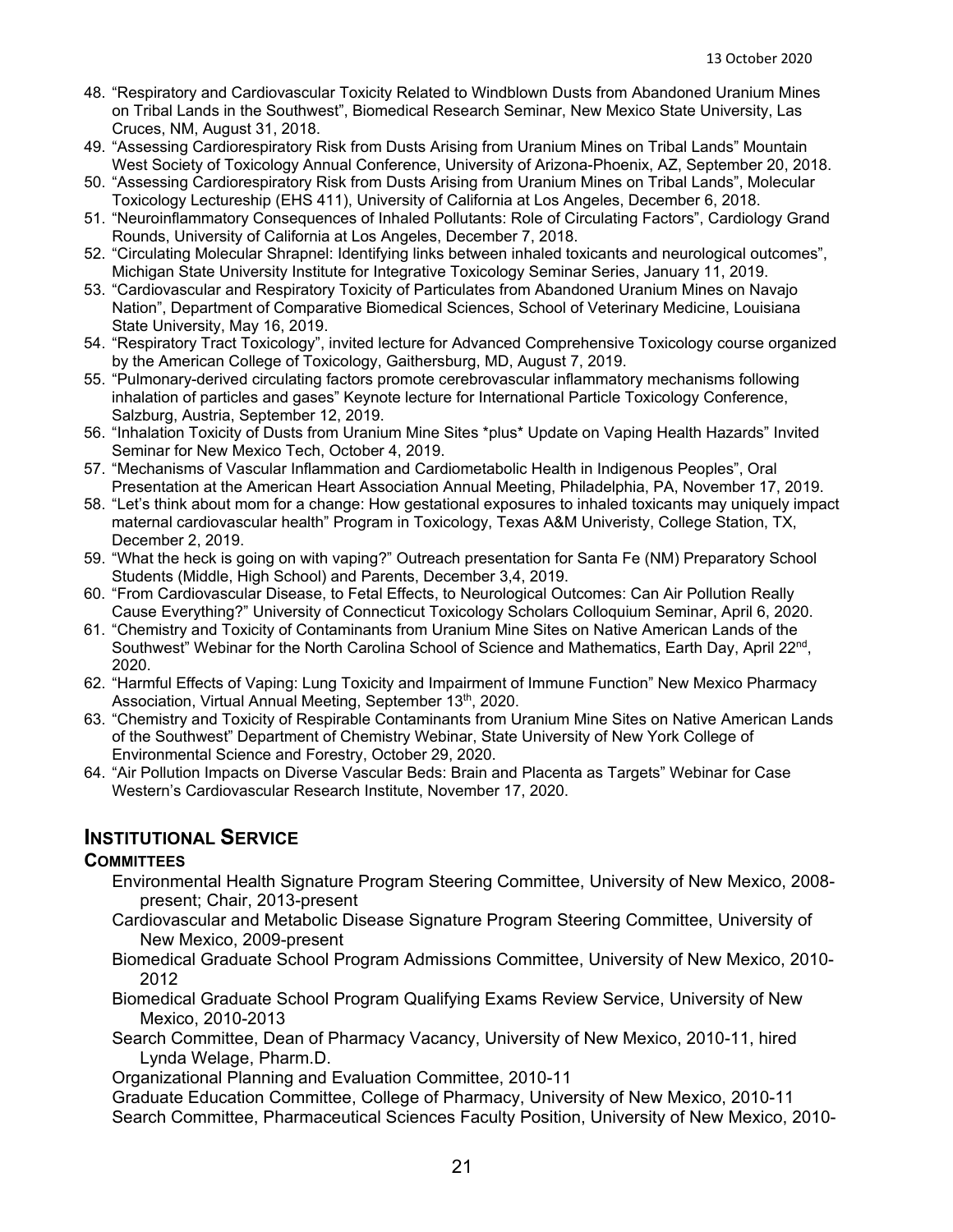48. "Respiratory and Cardiovascular Toxicity Related to Windblown Dusts from Abandoned Uranium Mines on Tribal Lands in the Southwest", Biomedical Research Seminar, New Mexico State University, Las Cruces, NM, August 31, 2018.
49. "Assessing Cardiorespiratory Risk from Dusts Arising from Uranium Mines on Tribal Lands" Mountain West Society of Toxicology Annual Conference, University of Arizona-Phoenix, AZ, September 20, 2018.
50. "Assessing Cardiorespiratory Risk from Dusts Arising from Uranium Mines on Tribal Lands", Molecular Toxicology Lectureship (EHS 411), University of California at Los Angeles, December 6, 2018.
51. "Neuroinflammatory Consequences of Inhaled Pollutants: Role of Circulating Factors", Cardiology Grand Rounds, University of California at Los Angeles, December 7, 2018.
52. "Circulating Molecular Shrapnel: Identifying links between inhaled toxicants and neurological outcomes", Michigan State University Institute for Integrative Toxicology Seminar Series, January 11, 2019.
53. "Cardiovascular and Respiratory Toxicity of Particulates from Abandoned Uranium Mines on Navajo Nation", Department of Comparative Biomedical Sciences, School of Veterinary Medicine, Louisiana State University, May 16, 2019.
54. "Respiratory Tract Toxicology", invited lecture for Advanced Comprehensive Toxicology course organized by the American College of Toxicology, Gaithersburg, MD, August 7, 2019.
55. "Pulmonary-derived circulating factors promote cerebrovascular inflammatory mechanisms following inhalation of particles and gases" Keynote lecture for International Particle Toxicology Conference, Salzburg, Austria, September 12, 2019.
56. "Inhalation Toxicity of Dusts from Uranium Mine Sites *plus* Update on Vaping Health Hazards" Invited Seminar for New Mexico Tech, October 4, 2019.
57. "Mechanisms of Vascular Inflammation and Cardiometabolic Health in Indigenous Peoples", Oral Presentation at the American Heart Association Annual Meeting, Philadelphia, PA, November 17, 2019.
58. "Let's think about mom for a change: How gestational exposures to inhaled toxicants may uniquely impact maternal cardiovascular health" Program in Toxicology, Texas A&M Univeristy, College Station, TX, December 2, 2019.
59. "What the heck is going on with vaping?" Outreach presentation for Santa Fe (NM) Preparatory School Students (Middle, High School) and Parents, December 3,4, 2019.
60. "From Cardiovascular Disease, to Fetal Effects, to Neurological Outcomes: Can Air Pollution Really Cause Everything?" University of Connecticut Toxicology Scholars Colloquium Seminar, April 6, 2020.
61. "Chemistry and Toxicity of Contaminants from Uranium Mine Sites on Native American Lands of the Southwest" Webinar for the North Carolina School of Science and Mathematics, Earth Day, April 22nd, 2020.
62. "Harmful Effects of Vaping: Lung Toxicity and Impairment of Immune Function" New Mexico Pharmacy Association, Virtual Annual Meeting, September 13th, 2020.
63. "Chemistry and Toxicity of Respirable Contaminants from Uranium Mine Sites on Native American Lands of the Southwest" Department of Chemistry Webinar, State University of New York College of Environmental Science and Forestry, October 29, 2020.
64. "Air Pollution Impacts on Diverse Vascular Beds: Brain and Placenta as Targets" Webinar for Case Western's Cardiovascular Research Institute, November 17, 2020.

## INSTITUTIONAL SERVICE

### COMMITTEES

Environmental Health Signature Program Steering Committee, University of New Mexico, 2008-present; Chair, 2013-present

Cardiovascular and Metabolic Disease Signature Program Steering Committee, University of New Mexico, 2009-present

Biomedical Graduate School Program Admissions Committee, University of New Mexico, 2010-2012

Biomedical Graduate School Program Qualifying Exams Review Service, University of New Mexico, 2010-2013

Search Committee, Dean of Pharmacy Vacancy, University of New Mexico, 2010-11, hired Lynda Welage, Pharm.D.

Organizational Planning and Evaluation Committee, 2010-11

Graduate Education Committee, College of Pharmacy, University of New Mexico, 2010-11

Search Committee, Pharmaceutical Sciences Faculty Position, University of New Mexico, 2010-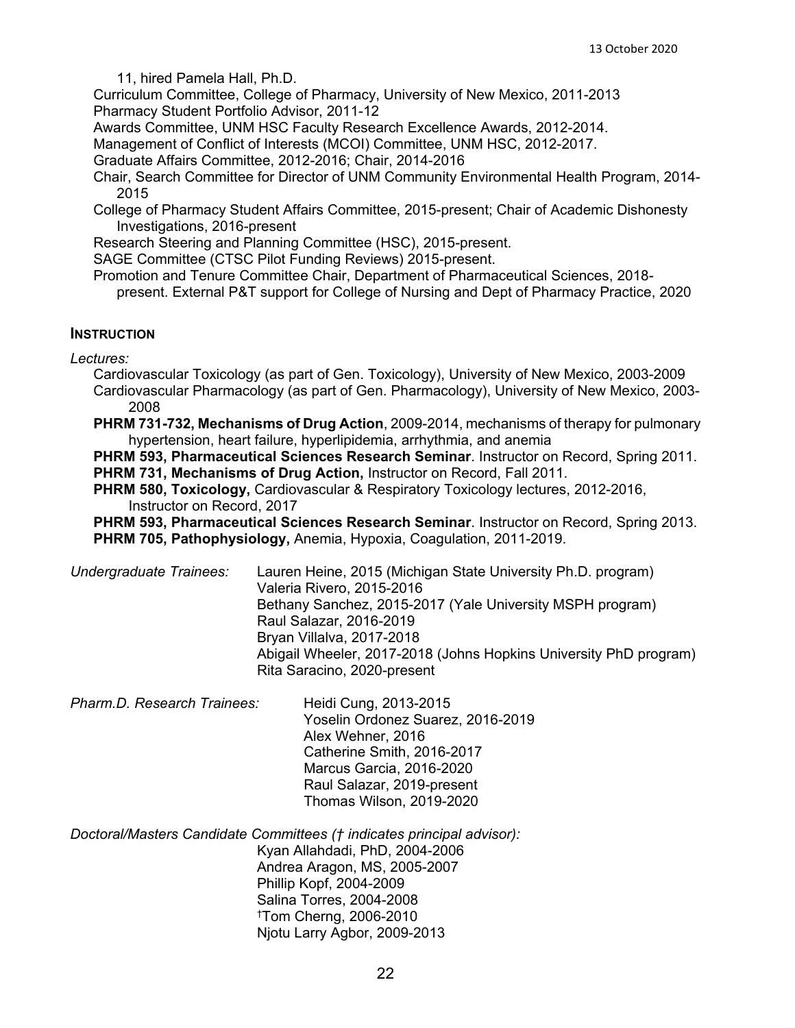11, hired Pamela Hall, Ph.D.

Curriculum Committee, College of Pharmacy, University of New Mexico, 2011-2013

Pharmacy Student Portfolio Advisor, 2011-12

Awards Committee, UNM HSC Faculty Research Excellence Awards, 2012-2014.

Management of Conflict of Interests (MCOI) Committee, UNM HSC, 2012-2017.

Graduate Affairs Committee, 2012-2016; Chair, 2014-2016

Chair, Search Committee for Director of UNM Community Environmental Health Program, 2014-2015

College of Pharmacy Student Affairs Committee, 2015-present; Chair of Academic Dishonesty Investigations, 2016-present

Research Steering and Planning Committee (HSC), 2015-present.

SAGE Committee (CTSC Pilot Funding Reviews) 2015-present.

Promotion and Tenure Committee Chair, Department of Pharmaceutical Sciences, 2018-present. External P&T support for College of Nursing and Dept of Pharmacy Practice, 2020

## INSTRUCTION

*Lectures:*

Cardiovascular Toxicology (as part of Gen. Toxicology), University of New Mexico, 2003-2009

Cardiovascular Pharmacology (as part of Gen. Pharmacology), University of New Mexico, 2003-2008

**PHRM 731-732, Mechanisms of Drug Action**, 2009-2014, mechanisms of therapy for pulmonary hypertension, heart failure, hyperlipidemia, arrhythmia, and anemia

**PHRM 593, Pharmaceutical Sciences Research Seminar**. Instructor on Record, Spring 2011.

**PHRM 731, Mechanisms of Drug Action,** Instructor on Record, Fall 2011.

**PHRM 580, Toxicology,** Cardiovascular & Respiratory Toxicology lectures, 2012-2016, Instructor on Record, 2017

**PHRM 593, Pharmaceutical Sciences Research Seminar**. Instructor on Record, Spring 2013.

**PHRM 705, Pathophysiology,** Anemia, Hypoxia, Coagulation, 2011-2019.

*Undergraduate Trainees:*

Lauren Heine, 2015 (Michigan State University Ph.D. program)
Valeria Rivero, 2015-2016
Bethany Sanchez, 2015-2017 (Yale University MSPH program)
Raul Salazar, 2016-2019
Bryan Villalva, 2017-2018
Abigail Wheeler, 2017-2018 (Johns Hopkins University PhD program)
Rita Saracino, 2020-present

*Pharm.D. Research Trainees:*

Heidi Cung, 2013-2015
Yoselin Ordonez Suarez, 2016-2019
Alex Wehner, 2016
Catherine Smith, 2016-2017
Marcus Garcia, 2016-2020
Raul Salazar, 2019-present
Thomas Wilson, 2019-2020

*Doctoral/Masters Candidate Committees († indicates principal advisor):*

Kyan Allahdadi, PhD, 2004-2006
Andrea Aragon, MS, 2005-2007
Phillip Kopf, 2004-2009
Salina Torres, 2004-2008
†Tom Cherng, 2006-2010
Njotu Larry Agbor, 2009-2013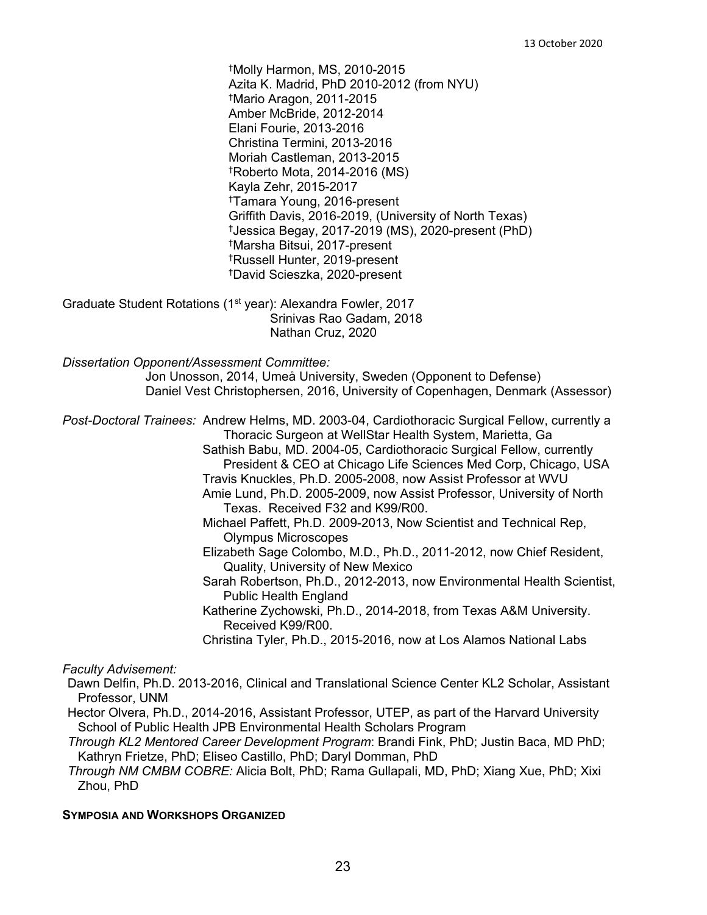†Molly Harmon, MS, 2010-2015
Azita K. Madrid, PhD 2010-2012 (from NYU)
†Mario Aragon, 2011-2015
Amber McBride, 2012-2014
Elani Fourie, 2013-2016
Christina Termini, 2013-2016
Moriah Castleman, 2013-2015
†Roberto Mota, 2014-2016 (MS)
Kayla Zehr, 2015-2017
†Tamara Young, 2016-present
Griffith Davis, 2016-2019, (University of North Texas)
†Jessica Begay, 2017-2019 (MS), 2020-present (PhD)
†Marsha Bitsui, 2017-present
†Russell Hunter, 2019-present
†David Scieszka, 2020-present

Graduate Student Rotations (1st year): Alexandra Fowler, 2017
Srinivas Rao Gadam, 2018
Nathan Cruz, 2020

*Dissertation Opponent/Assessment Committee:*
Jon Unosson, 2014, Umeå University, Sweden (Opponent to Defense)
Daniel Vest Christophersen, 2016, University of Copenhagen, Denmark (Assessor)

*Post-Doctoral Trainees:* Andrew Helms, MD. 2003-04, Cardiothoracic Surgical Fellow, currently a Thoracic Surgeon at WellStar Health System, Marietta, Ga
Sathish Babu, MD. 2004-05, Cardiothoracic Surgical Fellow, currently President & CEO at Chicago Life Sciences Med Corp, Chicago, USA
Travis Knuckles, Ph.D. 2005-2008, now Assist Professor at WVU
Amie Lund, Ph.D. 2005-2009, now Assist Professor, University of North Texas. Received F32 and K99/R00.
Michael Paffett, Ph.D. 2009-2013, Now Scientist and Technical Rep, Olympus Microscopes
Elizabeth Sage Colombo, M.D., Ph.D., 2011-2012, now Chief Resident, Quality, University of New Mexico
Sarah Robertson, Ph.D., 2012-2013, now Environmental Health Scientist, Public Health England
Katherine Zychowski, Ph.D., 2014-2018, from Texas A&M University. Received K99/R00.
Christina Tyler, Ph.D., 2015-2016, now at Los Alamos National Labs

*Faculty Advisement:*
Dawn Delfin, Ph.D. 2013-2016, Clinical and Translational Science Center KL2 Scholar, Assistant Professor, UNM
Hector Olvera, Ph.D., 2014-2016, Assistant Professor, UTEP, as part of the Harvard University School of Public Health JPB Environmental Health Scholars Program
*Through KL2 Mentored Career Development Program*: Brandi Fink, PhD; Justin Baca, MD PhD; Kathryn Frietze, PhD; Eliseo Castillo, PhD; Daryl Domman, PhD
*Through NM CMBM COBRE:* Alicia Bolt, PhD; Rama Gullapali, MD, PhD; Xiang Xue, PhD; Xixi Zhou, PhD

**SYMPOSIA AND WORKSHOPS ORGANIZED**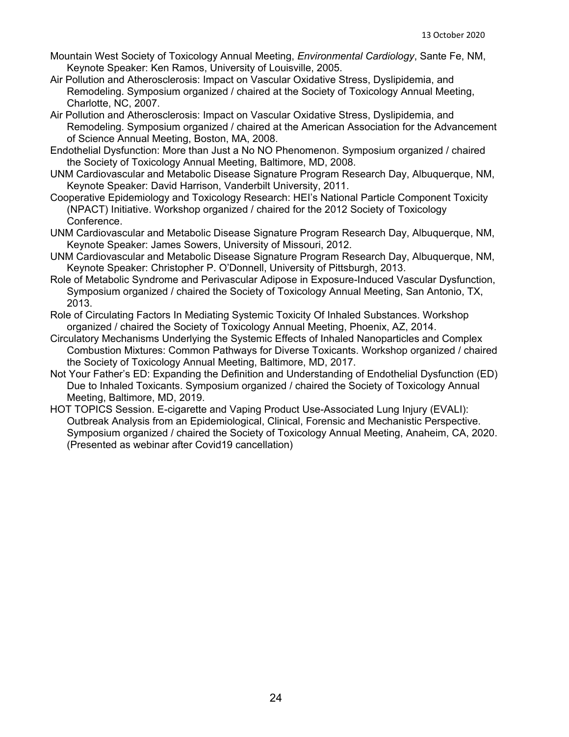Mountain West Society of Toxicology Annual Meeting, *Environmental Cardiology*, Sante Fe, NM, Keynote Speaker: Ken Ramos, University of Louisville, 2005.

Air Pollution and Atherosclerosis: Impact on Vascular Oxidative Stress, Dyslipidemia, and Remodeling. Symposium organized / chaired at the Society of Toxicology Annual Meeting, Charlotte, NC, 2007.

Air Pollution and Atherosclerosis: Impact on Vascular Oxidative Stress, Dyslipidemia, and Remodeling. Symposium organized / chaired at the American Association for the Advancement of Science Annual Meeting, Boston, MA, 2008.

Endothelial Dysfunction: More than Just a No NO Phenomenon. Symposium organized / chaired the Society of Toxicology Annual Meeting, Baltimore, MD, 2008.

UNM Cardiovascular and Metabolic Disease Signature Program Research Day, Albuquerque, NM, Keynote Speaker: David Harrison, Vanderbilt University, 2011.

Cooperative Epidemiology and Toxicology Research: HEI's National Particle Component Toxicity (NPACT) Initiative. Workshop organized / chaired for the 2012 Society of Toxicology Conference.

UNM Cardiovascular and Metabolic Disease Signature Program Research Day, Albuquerque, NM, Keynote Speaker: James Sowers, University of Missouri, 2012.

UNM Cardiovascular and Metabolic Disease Signature Program Research Day, Albuquerque, NM, Keynote Speaker: Christopher P. O'Donnell, University of Pittsburgh, 2013.

Role of Metabolic Syndrome and Perivascular Adipose in Exposure-Induced Vascular Dysfunction, Symposium organized / chaired the Society of Toxicology Annual Meeting, San Antonio, TX, 2013.

Role of Circulating Factors In Mediating Systemic Toxicity Of Inhaled Substances. Workshop organized / chaired the Society of Toxicology Annual Meeting, Phoenix, AZ, 2014.

Circulatory Mechanisms Underlying the Systemic Effects of Inhaled Nanoparticles and Complex Combustion Mixtures: Common Pathways for Diverse Toxicants. Workshop organized / chaired the Society of Toxicology Annual Meeting, Baltimore, MD, 2017.

Not Your Father's ED: Expanding the Definition and Understanding of Endothelial Dysfunction (ED) Due to Inhaled Toxicants. Symposium organized / chaired the Society of Toxicology Annual Meeting, Baltimore, MD, 2019.

HOT TOPICS Session. E-cigarette and Vaping Product Use-Associated Lung Injury (EVALI): Outbreak Analysis from an Epidemiological, Clinical, Forensic and Mechanistic Perspective. Symposium organized / chaired the Society of Toxicology Annual Meeting, Anaheim, CA, 2020. (Presented as webinar after Covid19 cancellation)